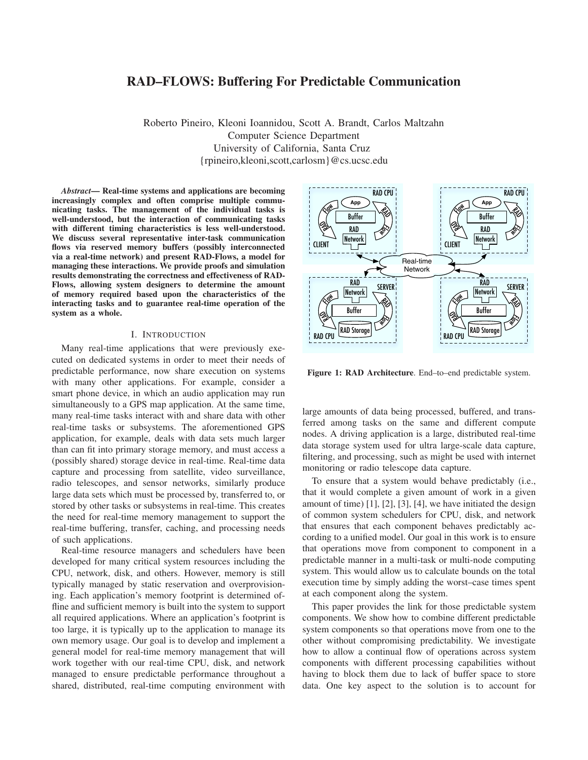# RAD–FLOWS: Buffering For Predictable Communication

Roberto Pineiro, Kleoni Ioannidou, Scott A. Brandt, Carlos Maltzahn
Computer Science Department
University of California, Santa Cruz
{rpineiro,kleoni,scott,carlosm}@cs.ucsc.edu

***Abstract*— Real-time systems and applications are becoming increasingly complex and often comprise multiple communicating tasks. The management of the individual tasks is well-understood, but the interaction of communicating tasks with different timing characteristics is less well-understood. We discuss several representative inter-task communication flows via reserved memory buffers (possibly interconnected via a real-time network) and present RAD-Flows, a model for managing these interactions. We provide proofs and simulation results demonstrating the correctness and effectiveness of RAD-Flows, allowing system designers to determine the amount of memory required based upon the characteristics of the interacting tasks and to guarantee real-time operation of the system as a whole.**

## I. Introduction

Many real-time applications that were previously executed on dedicated systems in order to meet their needs of predictable performance, now share execution on systems with many other applications. For example, consider a smart phone device, in which an audio application may run simultaneously to a GPS map application. At the same time, many real-time tasks interact with and share data with other real-time tasks or subsystems. The aforementioned GPS application, for example, deals with data sets much larger than can fit into primary storage memory, and must access a (possibly shared) storage device in real-time. Real-time data capture and processing from satellite, video surveillance, radio telescopes, and sensor networks, similarly produce large data sets which must be processed by, transferred to, or stored by other tasks or subsystems in real-time. This creates the need for real-time memory management to support the real-time buffering, transfer, caching, and processing needs of such applications.

Real-time resource managers and schedulers have been developed for many critical system resources including the CPU, network, disk, and others. However, memory is still typically managed by static reservation and overprovisioning. Each application's memory footprint is determined offline and sufficient memory is built into the system to support all required applications. Where an application's footprint is too large, it is typically up to the application to manage its own memory usage. Our goal is to develop and implement a general model for real-time memory management that will work together with our real-time CPU, disk, and network managed to ensure predictable performance throughout a shared, distributed, real-time computing environment with large amounts of data being processed, buffered, and transferred among tasks on the same and different compute nodes. A driving application is a large, distributed real-time data storage system used for ultra large-scale data capture, filtering, and processing, such as might be used with internet monitoring or radio telescope data capture.

**Figure 1: RAD Architecture**. End–to–end predictable system.

To ensure that a system would behave predictably (i.e., that it would complete a given amount of work in a given amount of time) [1], [2], [3], [4], we have initiated the design of common system schedulers for CPU, disk, and network that ensures that each component behaves predictably according to a unified model. Our goal in this work is to ensure that operations move from component to component in a predictable manner in a multi-task or multi-node computing system. This would allow us to calculate bounds on the total execution time by simply adding the worst–case times spent at each component along the system.

This paper provides the link for those predictable system components. We show how to combine different predictable system components so that operations move from one to the other without compromising predictability. We investigate how to allow a continual flow of operations across system components with different processing capabilities without having to block them due to lack of buffer space to store data. One key aspect to the solution is to account for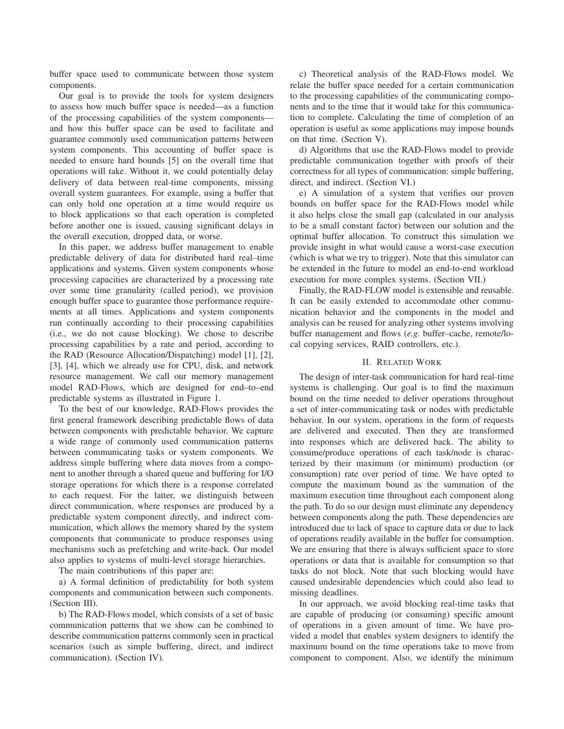buffer space used to communicate between those system components.

Our goal is to provide the tools for system designers to assess how much buffer space is needed—as a function of the processing capabilities of the system components—and how this buffer space can be used to facilitate and guarantee commonly used communication patterns between system components. This accounting of buffer space is needed to ensure hard bounds [5] on the overall time that operations will take. Without it, we could potentially delay delivery of data between real-time components, missing overall system guarantees. For example, using a buffer that can only hold one operation at a time would require us to block applications so that each operation is completed before another one is issued, causing significant delays in the overall execution, dropped data, or worse.

In this paper, we address buffer management to enable predictable delivery of data for distributed hard real–time applications and systems. Given system components whose processing capacities are characterized by a processing rate over some time granularity (called period), we provision enough buffer space to guarantee those performance requirements at all times. Applications and system components run continually according to their processing capabilities (i.e., we do not cause blocking). We chose to describe processing capabilities by a rate and period, according to the RAD (Resource Allocation/Dispatching) model [1], [2], [3], [4], which we already use for CPU, disk, and network resource management. We call our memory management model RAD-Flows, which are designed for end–to–end predictable systems as illustrated in Figure 1.

To the best of our knowledge, RAD-Flows provides the first general framework describing predictable flows of data between components with predictable behavior. We capture a wide range of commonly used communication patterns between communicating tasks or system components. We address simple buffering where data moves from a component to another through a shared queue and buffering for I/O storage operations for which there is a response correlated to each request. For the latter, we distinguish between direct communication, where responses are produced by a predictable system component directly, and indirect communication, which allows the memory shared by the system components that communicate to produce responses using mechanisms such as prefetching and write-back. Our model also applies to systems of multi-level storage hierarchies.

The main contributions of this paper are:

a) A formal definition of predictability for both system components and communication between such components. (Section III).

b) The RAD-Flows model, which consists of a set of basic communication patterns that we show can be combined to describe communication patterns commonly seen in practical scenarios (such as simple buffering, direct, and indirect communication). (Section IV).

c) Theoretical analysis of the RAD-Flows model. We relate the buffer space needed for a certain communication to the processing capabilities of the communicating components and to the time that it would take for this communication to complete. Calculating the time of completion of an operation is useful as some applications may impose bounds on that time. (Section V).

d) Algorithms that use the RAD-Flows model to provide predictable communication together with proofs of their correctness for all types of communication: simple buffering, direct, and indirect. (Section VI.)

e) A simulation of a system that verifies our proven bounds on buffer space for the RAD-Flows model while it also helps close the small gap (calculated in our analysis to be a small constant factor) between our solution and the optimal buffer allocation. To construct this simulation we provide insight in what would cause a worst-case execution (which is what we try to trigger). Note that this simulator can be extended in the future to model an end-to-end workload execution for more complex systems. (Section VII.)

Finally, the RAD-FLOW model is extensible and reusable. It can be easily extended to accommodate other communication behavior and the components in the model and analysis can be reused for analyzing other systems involving buffer management and flows (*e.g.* buffer–cache, remote/local copying services, RAID controllers, etc.).

## II. Related Work

The design of inter-task communication for hard real-time systems is challenging. Our goal is to find the maximum bound on the time needed to deliver operations throughout a set of inter-communicating task or nodes with predictable behavior. In our system, operations in the form of requests are delivered and executed. Then they are transformed into responses which are delivered back. The ability to consume/produce operations of each task/node is characterized by their maximum (or minimum) production (or consumption) rate over period of time. We have opted to compute the maximum bound as the summation of the maximum execution time throughout each component along the path. To do so our design must eliminate any dependency between components along the path. These dependencies are introduced due to lack of space to capture data or due to lack of operations readily available in the buffer for consumption. We are ensuring that there is always sufficient space to store operations or data that is available for consumption so that tasks do not block. Note that such blocking would have caused undesirable dependencies which could also lead to missing deadlines.

In our approach, we avoid blocking real-time tasks that are capable of producing (or consuming) specific amount of operations in a given amount of time. We have provided a model that enables system designers to identify the maximum bound on the time operations take to move from component to component. Also, we identify the minimum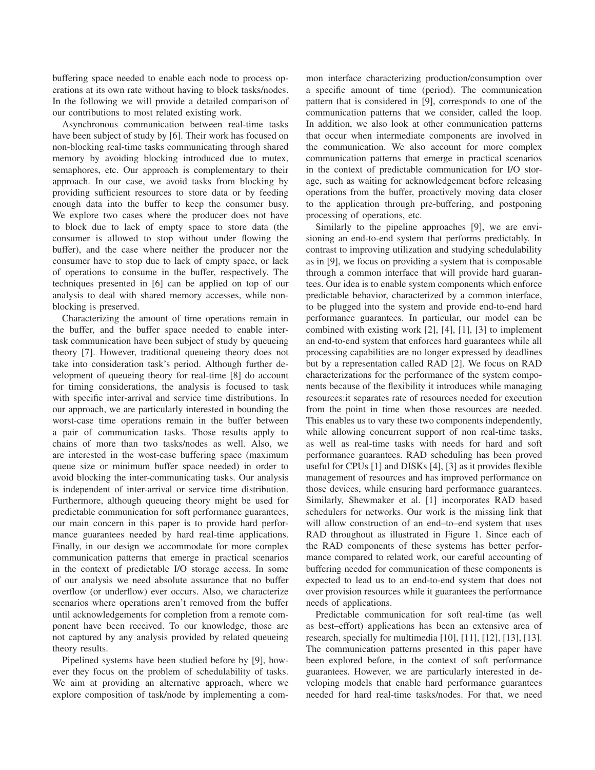buffering space needed to enable each node to process operations at its own rate without having to block tasks/nodes. In the following we will provide a detailed comparison of our contributions to most related existing work.

Asynchronous communication between real-time tasks have been subject of study by [6]. Their work has focused on non-blocking real-time tasks communicating through shared memory by avoiding blocking introduced due to mutex, semaphores, etc. Our approach is complementary to their approach. In our case, we avoid tasks from blocking by providing sufficient resources to store data or by feeding enough data into the buffer to keep the consumer busy. We explore two cases where the producer does not have to block due to lack of empty space to store data (the consumer is allowed to stop without under flowing the buffer), and the case where neither the producer nor the consumer have to stop due to lack of empty space, or lack of operations to consume in the buffer, respectively. The techniques presented in [6] can be applied on top of our analysis to deal with shared memory accesses, while non-blocking is preserved.

Characterizing the amount of time operations remain in the buffer, and the buffer space needed to enable inter-task communication have been subject of study by queueing theory [7]. However, traditional queueing theory does not take into consideration task's period. Although further development of queueing theory for real-time [8] do account for timing considerations, the analysis is focused to task with specific inter-arrival and service time distributions. In our approach, we are particularly interested in bounding the worst-case time operations remain in the buffer between a pair of communication tasks. Those results apply to chains of more than two tasks/nodes as well. Also, we are interested in the wost-case buffering space (maximum queue size or minimum buffer space needed) in order to avoid blocking the inter-communicating tasks. Our analysis is independent of inter-arrival or service time distribution. Furthermore, although queueing theory might be used for predictable communication for soft performance guarantees, our main concern in this paper is to provide hard performance guarantees needed by hard real-time applications. Finally, in our design we accommodate for more complex communication patterns that emerge in practical scenarios in the context of predictable I/O storage access. In some of our analysis we need absolute assurance that no buffer overflow (or underflow) ever occurs. Also, we characterize scenarios where operations aren't removed from the buffer until acknowledgements for completion from a remote component have been received. To our knowledge, those are not captured by any analysis provided by related queueing theory results.

Pipelined systems have been studied before by [9], however they focus on the problem of schedulability of tasks. We aim at providing an alternative approach, where we explore composition of task/node by implementing a common interface characterizing production/consumption over a specific amount of time (period). The communication pattern that is considered in [9], corresponds to one of the communication patterns that we consider, called the loop. In addition, we also look at other communication patterns that occur when intermediate components are involved in the communication. We also account for more complex communication patterns that emerge in practical scenarios in the context of predictable communication for I/O storage, such as waiting for acknowledgement before releasing operations from the buffer, proactively moving data closer to the application through pre-buffering, and postponing processing of operations, etc.

Similarly to the pipeline approaches [9], we are envisioning an end-to-end system that performs predictably. In contrast to improving utilization and studying schedulability as in [9], we focus on providing a system that is composable through a common interface that will provide hard guarantees. Our idea is to enable system components which enforce predictable behavior, characterized by a common interface, to be plugged into the system and provide end-to-end hard performance guarantees. In particular, our model can be combined with existing work [2], [4], [1], [3] to implement an end-to-end system that enforces hard guarantees while all processing capabilities are no longer expressed by deadlines but by a representation called RAD [2]. We focus on RAD characterizations for the performance of the system components because of the flexibility it introduces while managing resources:it separates rate of resources needed for execution from the point in time when those resources are needed. This enables us to vary these two components independently, while allowing concurrent support of non real-time tasks, as well as real-time tasks with needs for hard and soft performance guarantees. RAD scheduling has been proved useful for CPUs [1] and DISKs [4], [3] as it provides flexible management of resources and has improved performance on those devices, while ensuring hard performance guarantees. Similarly, Shewmaker et al. [1] incorporates RAD based schedulers for networks. Our work is the missing link that will allow construction of an end–to–end system that uses RAD throughout as illustrated in Figure 1. Since each of the RAD components of these systems has better performance compared to related work, our careful accounting of buffering needed for communication of these components is expected to lead us to an end-to-end system that does not over provision resources while it guarantees the performance needs of applications.

Predictable communication for soft real-time (as well as best–effort) applications has been an extensive area of research, specially for multimedia [10], [11], [12], [13], [13]. The communication patterns presented in this paper have been explored before, in the context of soft performance guarantees. However, we are particularly interested in developing models that enable hard performance guarantees needed for hard real-time tasks/nodes. For that, we need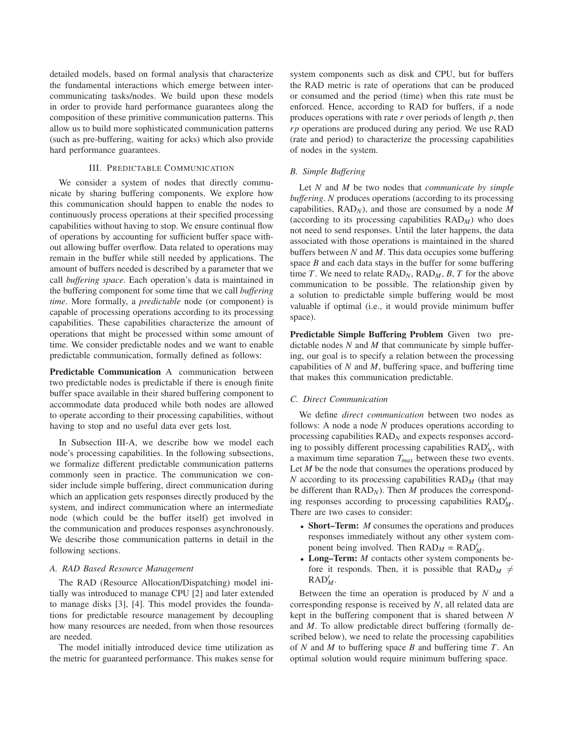detailed models, based on formal analysis that characterize the fundamental interactions which emerge between inter-communicating tasks/nodes. We build upon these models in order to provide hard performance guarantees along the composition of these primitive communication patterns. This allow us to build more sophisticated communication patterns (such as pre-buffering, waiting for acks) which also provide hard performance guarantees.

## III. Predictable Communication

We consider a system of nodes that directly communicate by sharing buffering components. We explore how this communication should happen to enable the nodes to continuously process operations at their specified processing capabilities without having to stop. We ensure continual flow of operations by accounting for sufficient buffer space without allowing buffer overflow. Data related to operations may remain in the buffer while still needed by applications. The amount of buffers needed is described by a parameter that we call *buffering space*. Each operation's data is maintained in the buffering component for some time that we call *buffering time*. More formally, a *predictable* node (or component) is capable of processing operations according to its processing capabilities. These capabilities characterize the amount of operations that might be processed within some amount of time. We consider predictable nodes and we want to enable predictable communication, formally defined as follows:

**Predictable Communication** A communication between two predictable nodes is predictable if there is enough finite buffer space available in their shared buffering component to accommodate data produced while both nodes are allowed to operate according to their processing capabilities, without having to stop and no useful data ever gets lost.

In Subsection III-A, we describe how we model each node's processing capabilities. In the following subsections, we formalize different predictable communication patterns commonly seen in practice. The communication we consider include simple buffering, direct communication during which an application gets responses directly produced by the system, and indirect communication where an intermediate node (which could be the buffer itself) get involved in the communication and produces responses asynchronously. We describe those communication patterns in detail in the following sections.

### A. RAD Based Resource Management

The RAD (Resource Allocation/Dispatching) model initially was introduced to manage CPU [2] and later extended to manage disks [3], [4]. This model provides the foundations for predictable resource management by decoupling how many resources are needed, from when those resources are needed.

The model initially introduced device time utilization as the metric for guaranteed performance. This makes sense for system components such as disk and CPU, but for buffers the RAD metric is rate of operations that can be produced or consumed and the period (time) when this rate must be enforced. Hence, according to RAD for buffers, if a node produces operations with rate $r$ over periods of length $p$, then $rp$ operations are produced during any period. We use RAD (rate and period) to characterize the processing capabilities of nodes in the system.

### B. Simple Buffering

Let $N$ and $M$ be two nodes that *communicate by simple buffering*. $N$ produces operations (according to its processing capabilities, $\text{RAD}_N$), and those are consumed by a node $M$ (according to its processing capabilities $\text{RAD}_M$) who does not need to send responses. Until the later happens, the data associated with those operations is maintained in the shared buffers between $N$ and $M$. This data occupies some buffering space $B$ and each data stays in the buffer for some buffering time $T$. We need to relate $\text{RAD}_N$, $\text{RAD}_M$, $B$, $T$ for the above communication to be possible. The relationship given by a solution to predictable simple buffering would be most valuable if optimal (i.e., it would provide minimum buffer space).

**Predictable Simple Buffering Problem** Given two predictable nodes $N$ and $M$ that communicate by simple buffering, our goal is to specify a relation between the processing capabilities of $N$ and $M$, buffering space, and buffering time that makes this communication predictable.

### C. Direct Communication

We define *direct communication* between two nodes as follows: A node a node $N$ produces operations according to processing capabilities $\text{RAD}_N$ and expects responses according to possibly different processing capabilities $\text{RAD}'_N$, with a maximum time separation $T_{max}$ between these two events. Let $M$ be the node that consumes the operations produced by $N$ according to its processing capabilities $\text{RAD}_M$ (that may be different than $\text{RAD}_N$). Then $M$ produces the corresponding responses according to processing capabilities $\text{RAD}'_M$. There are two cases to consider:

- **Short–Term:** $M$ consumes the operations and produces responses immediately without any other system component being involved. Then $\text{RAD}_M = \text{RAD}'_M$.
- **Long–Term:** $M$ contacts other system components before it responds. Then, it is possible that $\text{RAD}_M \neq \text{RAD}'_M$.

Between the time an operation is produced by $N$ and a corresponding response is received by $N$, all related data are kept in the buffering component that is shared between $N$ and $M$. To allow predictable direct buffering (formally described below), we need to relate the processing capabilities of $N$ and $M$ to buffering space $B$ and buffering time $T$. An optimal solution would require minimum buffering space.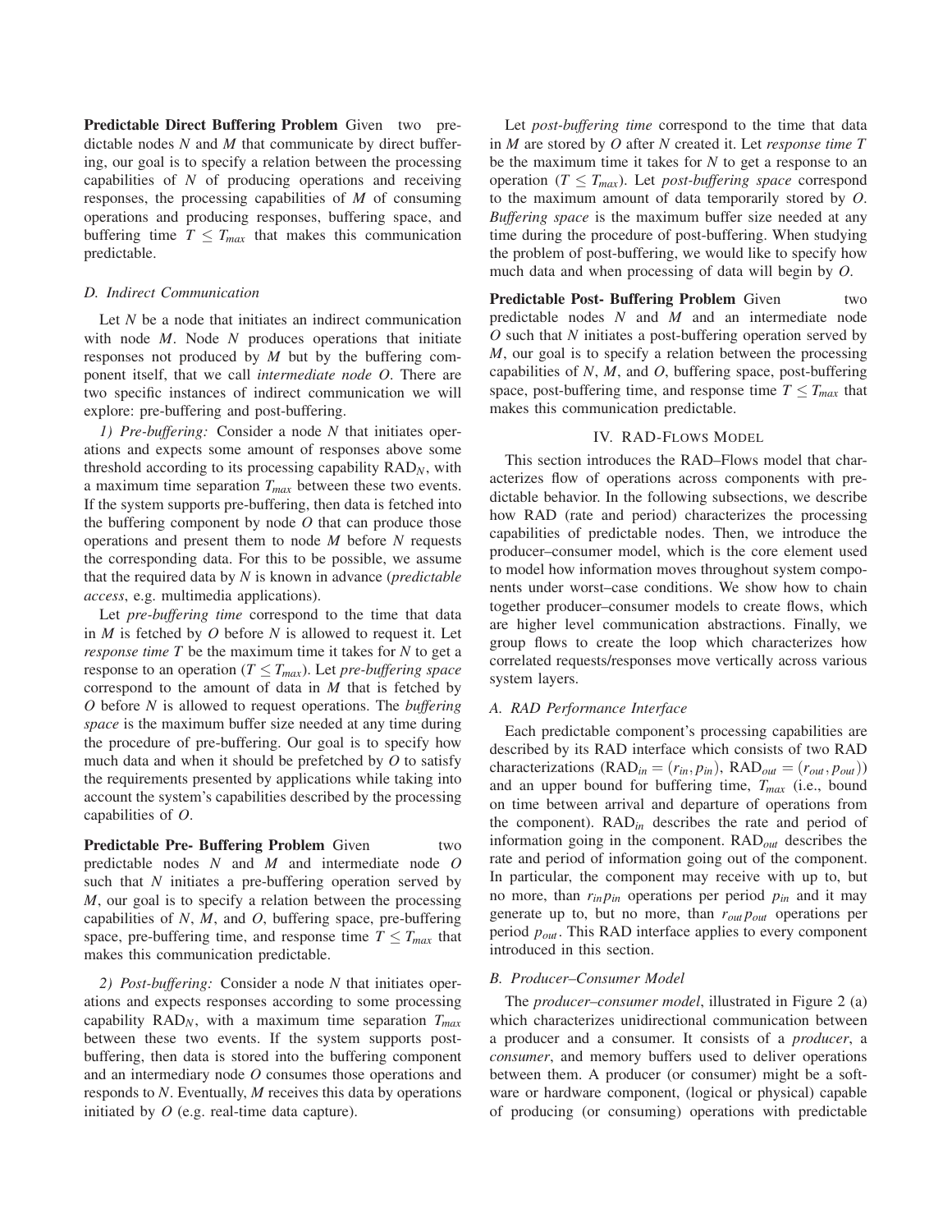**Predictable Direct Buffering Problem** Given two predictable nodes $N$ and $M$ that communicate by direct buffering, our goal is to specify a relation between the processing capabilities of $N$ of producing operations and receiving responses, the processing capabilities of $M$ of consuming operations and producing responses, buffering space, and buffering time $T \leq T_{max}$ that makes this communication predictable.

### D. Indirect Communication

Let $N$ be a node that initiates an indirect communication with node $M$. Node $N$ produces operations that initiate responses not produced by $M$ but by the buffering component itself, that we call *intermediate node O*. There are two specific instances of indirect communication we will explore: pre-buffering and post-buffering.

*1) Pre-buffering:* Consider a node $N$ that initiates operations and expects some amount of responses above some threshold according to its processing capability $\text{RAD}_N$, with a maximum time separation $T_{max}$ between these two events. If the system supports pre-buffering, then data is fetched into the buffering component by node $O$ that can produce those operations and present them to node $M$ before $N$ requests the corresponding data. For this to be possible, we assume that the required data by $N$ is known in advance (*predictable access*, e.g. multimedia applications).

Let *pre-buffering time* correspond to the time that data in $M$ is fetched by $O$ before $N$ is allowed to request it. Let *response time T* be the maximum time it takes for $N$ to get a response to an operation ($T \leq T_{max}$). Let *pre-buffering space* correspond to the amount of data in $M$ that is fetched by $O$ before $N$ is allowed to request operations. The *buffering space* is the maximum buffer size needed at any time during the procedure of pre-buffering. Our goal is to specify how much data and when it should be prefetched by $O$ to satisfy the requirements presented by applications while taking into account the system's capabilities described by the processing capabilities of $O$.

**Predictable Pre- Buffering Problem** Given two predictable nodes $N$ and $M$ and intermediate node $O$ such that $N$ initiates a pre-buffering operation served by $M$, our goal is to specify a relation between the processing capabilities of $N$, $M$, and $O$, buffering space, pre-buffering space, pre-buffering time, and response time $T \leq T_{max}$ that makes this communication predictable.

*2) Post-buffering:* Consider a node $N$ that initiates operations and expects responses according to some processing capability $\text{RAD}_N$, with a maximum time separation $T_{max}$ between these two events. If the system supports post-buffering, then data is stored into the buffering component and an intermediary node $O$ consumes those operations and responds to $N$. Eventually, $M$ receives this data by operations initiated by $O$ (e.g. real-time data capture).

Let *post-buffering time* correspond to the time that data in $M$ are stored by $O$ after $N$ created it. Let *response time T* be the maximum time it takes for $N$ to get a response to an operation ($T \leq T_{max}$). Let *post-buffering space* correspond to the maximum amount of data temporarily stored by $O$. *Buffering space* is the maximum buffer size needed at any time during the procedure of post-buffering. When studying the problem of post-buffering, we would like to specify how much data and when processing of data will begin by $O$.

**Predictable Post- Buffering Problem** Given two predictable nodes $N$ and $M$ and an intermediate node $O$ such that $N$ initiates a post-buffering operation served by $M$, our goal is to specify a relation between the processing capabilities of $N$, $M$, and $O$, buffering space, post-buffering space, post-buffering time, and response time $T \leq T_{max}$ that makes this communication predictable.

## IV. RAD-Flows Model

This section introduces the RAD–Flows model that characterizes flow of operations across components with predictable behavior. In the following subsections, we describe how RAD (rate and period) characterizes the processing capabilities of predictable nodes. Then, we introduce the producer–consumer model, which is the core element used to model how information moves throughout system components under worst–case conditions. We show how to chain together producer–consumer models to create flows, which are higher level communication abstractions. Finally, we group flows to create the loop which characterizes how correlated requests/responses move vertically across various system layers.

### A. RAD Performance Interface

Each predictable component's processing capabilities are described by its RAD interface which consists of two RAD characterizations ($\text{RAD}_{in} = (r_{in}, p_{in})$, $\text{RAD}_{out} = (r_{out}, p_{out})$) and an upper bound for buffering time, $T_{max}$ (i.e., bound on time between arrival and departure of operations from the component). $\text{RAD}_{in}$ describes the rate and period of information going in the component. $\text{RAD}_{out}$ describes the rate and period of information going out of the component. In particular, the component may receive with up to, but no more, than $r_{in}p_{in}$ operations per period $p_{in}$ and it may generate up to, but no more, than $r_{out}p_{out}$ operations per period $p_{out}$. This RAD interface applies to every component introduced in this section.

### B. Producer–Consumer Model

The *producer–consumer model*, illustrated in Figure 2 (a) which characterizes unidirectional communication between a producer and a consumer. It consists of a *producer*, a *consumer*, and memory buffers used to deliver operations between them. A producer (or consumer) might be a software or hardware component, (logical or physical) capable of producing (or consuming) operations with predictable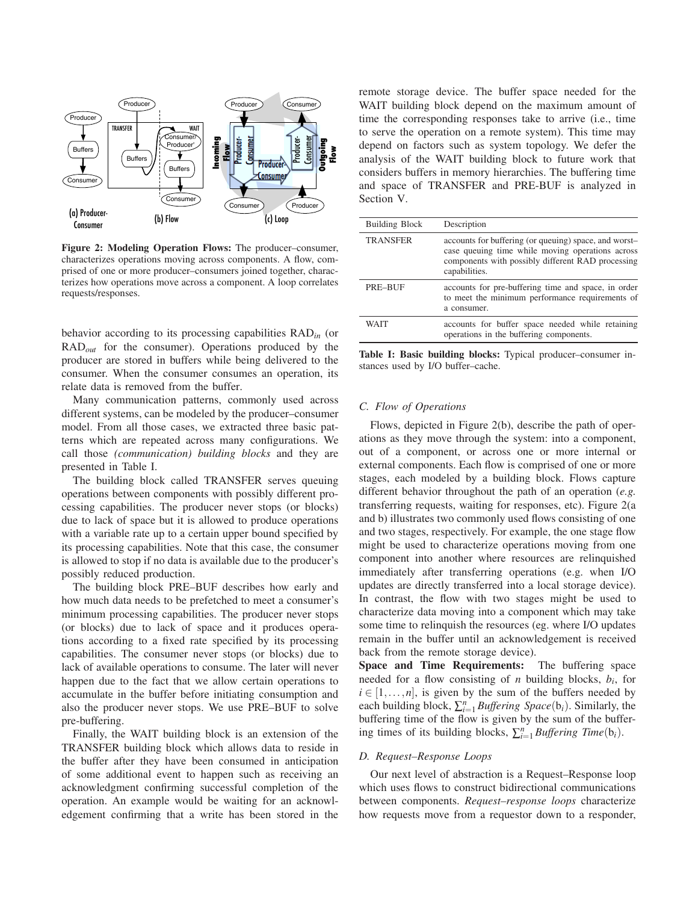**Figure 2: Modeling Operation Flows:** The producer–consumer, characterizes operations moving across components. A flow, comprised of one or more producer–consumers joined together, characterizes how operations move across a component. A loop correlates requests/responses.

behavior according to its processing capabilities $RAD_{in}$ (or $RAD_{out}$ for the consumer). Operations produced by the producer are stored in buffers while being delivered to the consumer. When the consumer consumes an operation, its relate data is removed from the buffer.

Many communication patterns, commonly used across different systems, can be modeled by the producer–consumer model. From all those cases, we extracted three basic patterns which are repeated across many configurations. We call those *(communication) building blocks* and they are presented in Table I.

The building block called TRANSFER serves queuing operations between components with possibly different processing capabilities. The producer never stops (or blocks) due to lack of space but it is allowed to produce operations with a variable rate up to a certain upper bound specified by its processing capabilities. Note that this case, the consumer is allowed to stop if no data is available due to the producer's possibly reduced production.

The building block PRE–BUF describes how early and how much data needs to be prefetched to meet a consumer's minimum processing capabilities. The producer never stops (or blocks) due to lack of space and it produces operations according to a fixed rate specified by its processing capabilities. The consumer never stops (or blocks) due to lack of available operations to consume. The later will never happen due to the fact that we allow certain operations to accumulate in the buffer before initiating consumption and also the producer never stops. We use PRE–BUF to solve pre-buffering.

Finally, the WAIT building block is an extension of the TRANSFER building block which allows data to reside in the buffer after they have been consumed in anticipation of some additional event to happen such as receiving an acknowledgment confirming successful completion of the operation. An example would be waiting for an acknowledgement confirming that a write has been stored in the remote storage device. The buffer space needed for the WAIT building block depend on the maximum amount of time the corresponding responses take to arrive (i.e., time to serve the operation on a remote system). This time may depend on factors such as system topology. We defer the analysis of the WAIT building block to future work that considers buffers in memory hierarchies. The buffering time and space of TRANSFER and PRE-BUF is analyzed in Section V.

| Building Block | Description |
|---|---|
| TRANSFER | accounts for buffering (or queuing) space, and worst–case queuing time while moving operations across components with possibly different RAD processing capabilities. |
| PRE–BUF | accounts for pre-buffering time and space, in order to meet the minimum performance requirements of a consumer. |
| WAIT | accounts for buffer space needed while retaining operations in the buffering components. |

**Table I: Basic building blocks:** Typical producer–consumer instances used by I/O buffer–cache.

### C. Flow of Operations

Flows, depicted in Figure 2(b), describe the path of operations as they move through the system: into a component, out of a component, or across one or more internal or external components. Each flow is comprised of one or more stages, each modeled by a building block. Flows capture different behavior throughout the path of an operation (*e.g.* transferring requests, waiting for responses, etc). Figure 2(a and b) illustrates two commonly used flows consisting of one and two stages, respectively. For example, the one stage flow might be used to characterize operations moving from one component into another where resources are relinquished immediately after transferring operations (e.g. when I/O updates are directly transferred into a local storage device). In contrast, the flow with two stages might be used to characterize data moving into a component which may take some time to relinquish the resources (eg. where I/O updates remain in the buffer until an acknowledgement is received back from the remote storage device).

**Space and Time Requirements:** The buffering space needed for a flow consisting of $n$ building blocks, $b_i$, for $i \in [1, \ldots, n]$, is given by the sum of the buffers needed by each building block, $\sum_{i=1}^{n} \textit{Buffering Space}(b_i)$. Similarly, the buffering time of the flow is given by the sum of the buffering times of its building blocks, $\sum_{i=1}^{n} \textit{Buffering Time}(b_i)$.

### D. Request–Response Loops

Our next level of abstraction is a Request–Response loop which uses flows to construct bidirectional communications between components. *Request–response loops* characterize how requests move from a requestor down to a responder,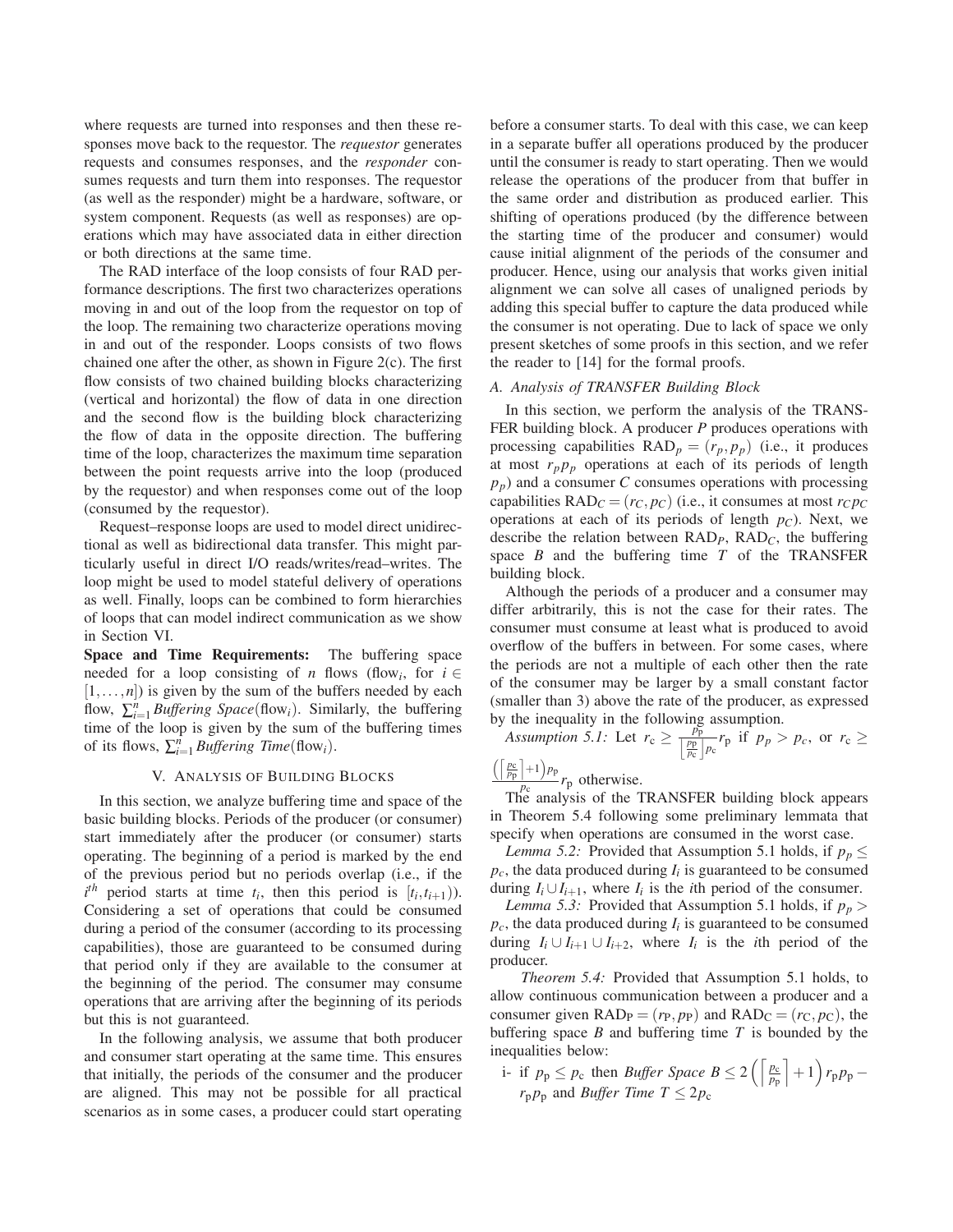where requests are turned into responses and then these responses move back to the requestor. The *requestor* generates requests and consumes responses, and the *responder* consumes requests and turn them into responses. The requestor (as well as the responder) might be a hardware, software, or system component. Requests (as well as responses) are operations which may have associated data in either direction or both directions at the same time.

The RAD interface of the loop consists of four RAD performance descriptions. The first two characterizes operations moving in and out of the loop from the requestor on top of the loop. The remaining two characterize operations moving in and out of the responder. Loops consists of two flows chained one after the other, as shown in Figure 2(c). The first flow consists of two chained building blocks characterizing (vertical and horizontal) the flow of data in one direction and the second flow is the building block characterizing the flow of data in the opposite direction. The buffering time of the loop, characterizes the maximum time separation between the point requests arrive into the loop (produced by the requestor) and when responses come out of the loop (consumed by the requestor).

Request–response loops are used to model direct unidirectional as well as bidirectional data transfer. This might particularly useful in direct I/O reads/writes/read–writes. The loop might be used to model stateful delivery of operations as well. Finally, loops can be combined to form hierarchies of loops that can model indirect communication as we show in Section VI.

**Space and Time Requirements:** The buffering space needed for a loop consisting of $n$ flows (flow$_i$, for $i \in [1,\ldots,n]$) is given by the sum of the buffers needed by each flow, $\sum_{i=1}^{n} \textit{Buffering Space}(\text{flow}_i)$. Similarly, the buffering time of the loop is given by the sum of the buffering times of its flows, $\sum_{i=1}^{n} \textit{Buffering Time}(\text{flow}_i)$.

## V. Analysis of Building Blocks

In this section, we analyze buffering time and space of the basic building blocks. Periods of the producer (or consumer) start immediately after the producer (or consumer) starts operating. The beginning of a period is marked by the end of the previous period but no periods overlap (i.e., if the $i^{th}$ period starts at time $t_i$, then this period is $[t_i, t_{i+1})$). Considering a set of operations that could be consumed during a period of the consumer (according to its processing capabilities), those are guaranteed to be consumed during that period only if they are available to the consumer at the beginning of the period. The consumer may consume operations that are arriving after the beginning of its periods but this is not guaranteed.

In the following analysis, we assume that both producer and consumer start operating at the same time. This ensures that initially, the periods of the consumer and the producer are aligned. This may not be possible for all practical scenarios as in some cases, a producer could start operating before a consumer starts. To deal with this case, we can keep in a separate buffer all operations produced by the producer until the consumer is ready to start operating. Then we would release the operations of the producer from that buffer in the same order and distribution as produced earlier. This shifting of operations produced (by the difference between the starting time of the producer and consumer) would cause initial alignment of the periods of the consumer and producer. Hence, using our analysis that works given initial alignment we can solve all cases of unaligned periods by adding this special buffer to capture the data produced while the consumer is not operating. Due to lack of space we only present sketches of some proofs in this section, and we refer the reader to [14] for the formal proofs.

### A. Analysis of TRANSFER Building Block

In this section, we perform the analysis of the TRANSFER building block. A producer $P$ produces operations with processing capabilities $\text{RAD}_p = (r_p, p_p)$ (i.e., it produces at most $r_p p_p$ operations at each of its periods of length $p_p$) and a consumer $C$ consumes operations with processing capabilities $\text{RAD}_C = (r_C, p_C)$ (i.e., it consumes at most $r_C p_C$ operations at each of its periods of length $p_C$). Next, we describe the relation between $\text{RAD}_P$, $\text{RAD}_C$, the buffering space $B$ and the buffering time $T$ of the TRANSFER building block.

Although the periods of a producer and a consumer may differ arbitrarily, this is not the case for their rates. The consumer must consume at least what is produced to avoid overflow of the buffers in between. For some cases, where the periods are not a multiple of each other then the rate of the consumer may be larger by a small constant factor (smaller than 3) above the rate of the producer, as expressed by the inequality in the following assumption.

*Assumption 5.1:* Let $r_\text{c} \geq \frac{p_\text{p}}{\left\lfloor \frac{p_\text{p}}{p_\text{c}} \right\rfloor p_\text{c}} r_\text{p}$ if $p_p > p_c$, or $r_\text{c} \geq \frac{\left(\left\lceil \frac{p_\text{c}}{p_\text{p}} \right\rceil + 1\right) p_\text{p}}{p_\text{c}} r_\text{p}$ otherwise.

The analysis of the TRANSFER building block appears in Theorem 5.4 following some preliminary lemmata that specify when operations are consumed in the worst case.

*Lemma 5.2:* Provided that Assumption 5.1 holds, if $p_p \leq p_c$, the data produced during $I_i$ is guaranteed to be consumed during $I_i \cup I_{i+1}$, where $I_i$ is the $i$th period of the consumer.

*Lemma 5.3:* Provided that Assumption 5.1 holds, if $p_p > p_c$, the data produced during $I_i$ is guaranteed to be consumed during $I_i \cup I_{i+1} \cup I_{i+2}$, where $I_i$ is the $i$th period of the producer.

*Theorem 5.4:* Provided that Assumption 5.1 holds, to allow continuous communication between a producer and a consumer given $\text{RAD}_\text{P} = (r_\text{P}, p_\text{P})$ and $\text{RAD}_\text{C} = (r_\text{C}, p_\text{C})$, the buffering space $B$ and buffering time $T$ is bounded by the inequalities below:

i- if $p_\text{p} \leq p_\text{c}$ then *Buffer Space* $B \leq 2\left(\left\lceil \frac{p_\text{c}}{p_\text{p}} \right\rceil + 1\right) r_\text{p} p_\text{p} - r_\text{p} p_\text{p}$ and *Buffer Time* $T \leq 2p_\text{c}$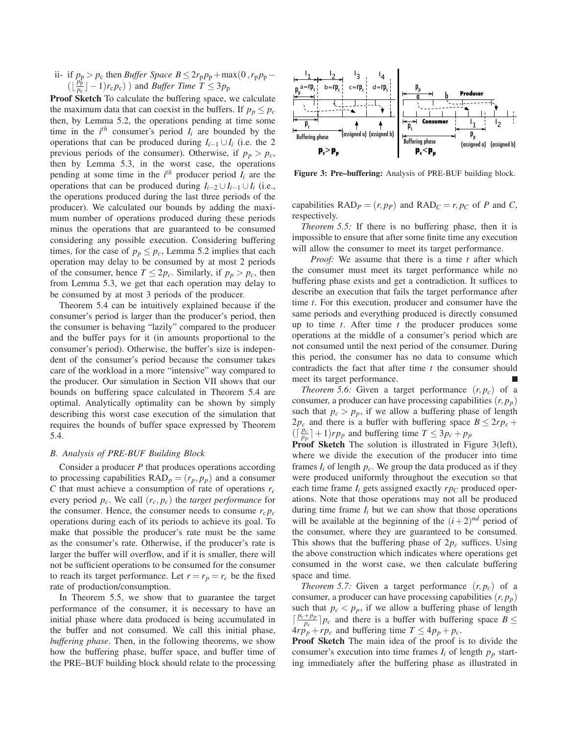ii- if $p_\mathrm{p} > p_\mathrm{c}$ then *Buffer Space* $B \le 2r_\mathrm{p}p_\mathrm{p} + \max(0\,, r_\mathrm{p}p_\mathrm{p} - (\lfloor \frac{p_\mathrm{p}}{p_\mathrm{c}} \rfloor - 1) r_\mathrm{c} p_\mathrm{c})\,)$ and *Buffer Time* $T \le 3p_\mathrm{p}$

**Proof Sketch** To calculate the buffering space, we calculate the maximum data that can coexist in the buffers. If $p_p \le p_c$ then, by Lemma 5.2, the operations pending at time some time in the $i^{th}$ consumer's period $I_i$ are bounded by the operations that can be produced during $I_{i-1} \cup I_i$ (i.e. the 2 previous periods of the consumer). Otherwise, if $p_p > p_c$, then by Lemma 5.3, in the worst case, the operations pending at some time in the $i^{th}$ producer period $I_i$ are the operations that can be produced during $I_{i-2} \cup I_{i-1} \cup I_i$ (i.e., the operations produced during the last three periods of the producer). We calculated our bounds by adding the maximum number of operations produced during these periods minus the operations that are guaranteed to be consumed considering any possible execution. Considering buffering times, for the case of $p_p \le p_c$, Lemma 5.2 implies that each operation may delay to be consumed by at most 2 periods of the consumer, hence $T \le 2p_c$. Similarly, if $p_p > p_c$, then from Lemma 5.3, we get that each operation may delay to be consumed by at most 3 periods of the producer.

Theorem 5.4 can be intuitively explained because if the consumer's period is larger than the producer's period, then the consumer is behaving "lazily" compared to the producer and the buffer pays for it (in amounts proportional to the consumer's period). Otherwise, the buffer's size is independent of the consumer's period because the consumer takes care of the workload in a more "intensive" way compared to the producer. Our simulation in Section VII shows that our bounds on buffering space calculated in Theorem 5.4 are optimal. Analytically optimality can be shown by simply describing this worst case execution of the simulation that requires the bounds of buffer space expressed by Theorem 5.4.

### B. Analysis of PRE-BUF Building Block

Consider a producer $P$ that produces operations according to processing capabilities $\mathrm{RAD}_p = (r_p, p_p)$ and a consumer $C$ that must achieve a consumption of rate of operations $r_c$ every period $p_c$. We call $(r_c, p_c)$ the *target performance* for the consumer. Hence, the consumer needs to consume $r_c p_c$ operations during each of its periods to achieve its goal. To make that possible the producer's rate must be the same as the consumer's rate. Otherwise, if the producer's rate is larger the buffer will overflow, and if it is smaller, there will not be sufficient operations to be consumed for the consumer to reach its target performance. Let $r = r_p = r_c$ be the fixed rate of production/consumption.

In Theorem 5.5, we show that to guarantee the target performance of the consumer, it is necessary to have an initial phase where data produced is being accumulated in the buffer and not consumed. We call this initial phase, *buffering phase*. Then, in the following theorems, we show how the buffering phase, buffer space, and buffer time of the PRE–BUF building block should relate to the processing capabilities $\mathrm{RAD}_P = (r, p_P)$ and $\mathrm{RAD}_C = r, p_C$ of $P$ and $C$, respectively.

**Figure 3: Pre–buffering:** Analysis of PRE-BUF building block.

*Theorem 5.5:* If there is no buffering phase, then it is impossible to ensure that after some finite time any execution will allow the consumer to meet its target performance.

*Proof:* We assume that there is a time $t$ after which the consumer must meet its target performance while no buffering phase exists and get a contradiction. It suffices to describe an execution that fails the target performance after time $t$. For this execution, producer and consumer have the same periods and everything produced is directly consumed up to time $t$. After time $t$ the producer produces some operations at the middle of a consumer's period which are not consumed until the next period of the consumer. During this period, the consumer has no data to consume which contradicts the fact that after time $t$ the consumer should meet its target performance. ∎

*Theorem 5.6:* Given a target performance $(r, p_c)$ of a consumer, a producer can have processing capabilities $(r, p_p)$ such that $p_c > p_p$, if we allow a buffering phase of length $2p_c$ and there is a buffer with buffering space $B \le 2rp_c + (\lceil \frac{p_c}{p_p} \rceil + 1) r p_p$ and buffering time $T \le 3p_c + p_p$

**Proof Sketch** The solution is illustrated in Figure 3(left), where we divide the execution of the producer into time frames $I_i$ of length $p_c$. We group the data produced as if they were produced uniformly throughout the execution so that each time frame $I_i$ gets assigned exactly $rp_C$ produced operations. Note that those operations may not all be produced during time frame $I_i$ but we can show that those operations will be available at the beginning of the $(i+2)^{nd}$ period of the consumer, where they are guaranteed to be consumed. This shows that the buffering phase of $2p_c$ suffices. Using the above construction which indicates where operations get consumed in the worst case, we then calculate buffering space and time.

*Theorem 5.7:* Given a target performance $(r, p_c)$ of a consumer, a producer can have processing capabilities $(r, p_p)$ such that $p_c < p_p$, if we allow a buffering phase of length $\lceil \frac{p_c + p_p}{p_c} \rceil p_c$ and there is a buffer with buffering space $B \le 4rp_p + rp_c$ and buffering time $T \le 4p_p + p_c$.

**Proof Sketch** The main idea of the proof is to divide the consumer's execution into time frames $I_i$ of length $p_p$ starting immediately after the buffering phase as illustrated in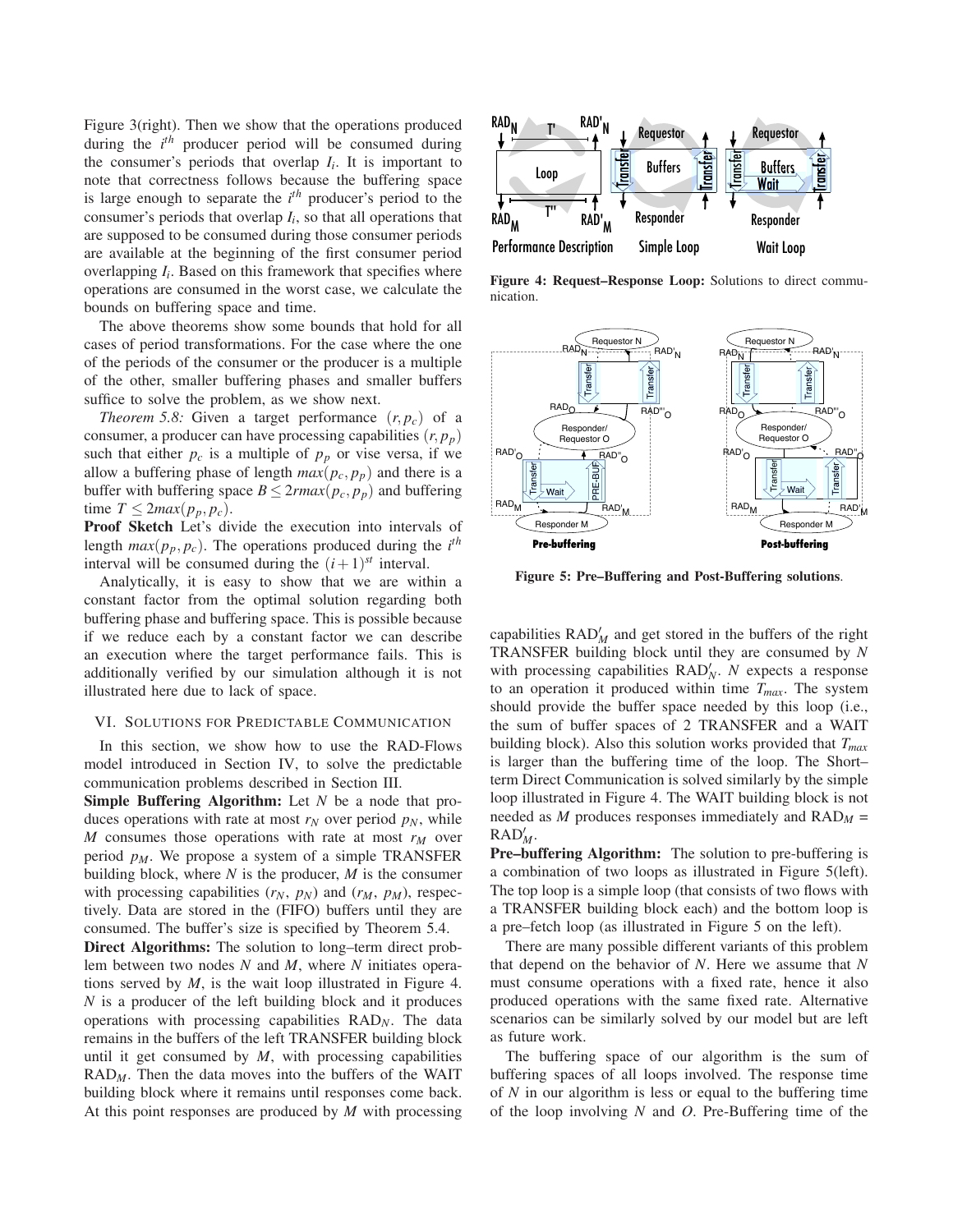Figure 3(right). Then we show that the operations produced during the $i^{th}$ producer period will be consumed during the consumer's periods that overlap $I_i$. It is important to note that correctness follows because the buffering space is large enough to separate the $i^{th}$ producer's period to the consumer's periods that overlap $I_i$, so that all operations that are supposed to be consumed during those consumer periods are available at the beginning of the first consumer period overlapping $I_i$. Based on this framework that specifies where operations are consumed in the worst case, we calculate the bounds on buffering space and time.

The above theorems show some bounds that hold for all cases of period transformations. For the case where the one of the periods of the consumer or the producer is a multiple of the other, smaller buffering phases and smaller buffers suffice to solve the problem, as we show next.

*Theorem 5.8:* Given a target performance $(r, p_c)$ of a consumer, a producer can have processing capabilities $(r, p_p)$ such that either $p_c$ is a multiple of $p_p$ or vise versa, if we allow a buffering phase of length $max(p_c, p_p)$ and there is a buffer with buffering space $B \leq 2r max(p_c, p_p)$ and buffering time $T \leq 2max(p_p, p_c)$.

**Proof Sketch** Let's divide the execution into intervals of length $max(p_p, p_c)$. The operations produced during the $i^{th}$ interval will be consumed during the $(i+1)^{st}$ interval.

Analytically, it is easy to show that we are within a constant factor from the optimal solution regarding both buffering phase and buffering space. This is possible because if we reduce each by a constant factor we can describe an execution where the target performance fails. This is additionally verified by our simulation although it is not illustrated here due to lack of space.

## VI. Solutions for Predictable Communication

In this section, we show how to use the RAD-Flows model introduced in Section IV, to solve the predictable communication problems described in Section III.

**Simple Buffering Algorithm:** Let $N$ be a node that produces operations with rate at most $r_N$ over period $p_N$, while $M$ consumes those operations with rate at most $r_M$ over period $p_M$. We propose a system of a simple TRANSFER building block, where $N$ is the producer, $M$ is the consumer with processing capabilities ($r_N$, $p_N$) and ($r_M$, $p_M$), respectively. Data are stored in the (FIFO) buffers until they are consumed. The buffer's size is specified by Theorem 5.4.

**Direct Algorithms:** The solution to long–term direct problem between two nodes $N$ and $M$, where $N$ initiates operations served by $M$, is the wait loop illustrated in Figure 4. $N$ is a producer of the left building block and it produces operations with processing capabilities $\text{RAD}_N$. The data remains in the buffers of the left TRANSFER building block until it get consumed by $M$, with processing capabilities $\text{RAD}_M$. Then the data moves into the buffers of the WAIT building block where it remains until responses come back. At this point responses are produced by $M$ with processing capabilities $\text{RAD}'_M$ and get stored in the buffers of the right TRANSFER building block until they are consumed by $N$ with processing capabilities $\text{RAD}'_N$. $N$ expects a response to an operation it produced within time $T_{max}$. The system should provide the buffer space needed by this loop (i.e., the sum of buffer spaces of 2 TRANSFER and a WAIT building block). Also this solution works provided that $T_{max}$ is larger than the buffering time of the loop. The Short–term Direct Communication is solved similarly by the simple loop illustrated in Figure 4. The WAIT building block is not needed as $M$ produces responses immediately and $\text{RAD}_M = \text{RAD}'_M$.

**Figure 4: Request–Response Loop:** Solutions to direct communication.

**Figure 5: Pre–Buffering and Post-Buffering solutions**.

**Pre–buffering Algorithm:** The solution to pre-buffering is a combination of two loops as illustrated in Figure 5(left). The top loop is a simple loop (that consists of two flows with a TRANSFER building block each) and the bottom loop is a pre–fetch loop (as illustrated in Figure 5 on the left).

There are many possible different variants of this problem that depend on the behavior of $N$. Here we assume that $N$ must consume operations with a fixed rate, hence it also produced operations with the same fixed rate. Alternative scenarios can be similarly solved by our model but are left as future work.

The buffering space of our algorithm is the sum of buffering spaces of all loops involved. The response time of $N$ in our algorithm is less or equal to the buffering time of the loop involving $N$ and $O$. Pre-Buffering time of the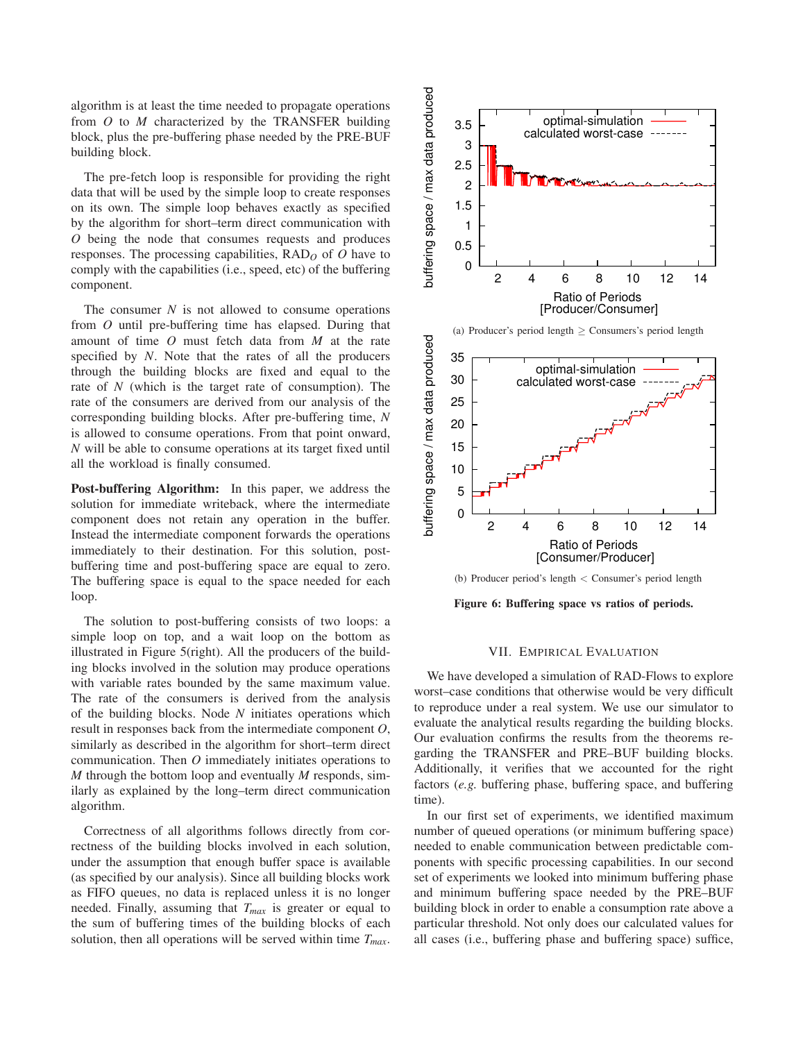algorithm is at least the time needed to propagate operations from $O$ to $M$ characterized by the TRANSFER building block, plus the pre-buffering phase needed by the PRE-BUF building block.

The pre-fetch loop is responsible for providing the right data that will be used by the simple loop to create responses on its own. The simple loop behaves exactly as specified by the algorithm for short–term direct communication with $O$ being the node that consumes requests and produces responses. The processing capabilities, $\text{RAD}_O$ of $O$ have to comply with the capabilities (i.e., speed, etc) of the buffering component.

The consumer $N$ is not allowed to consume operations from $O$ until pre-buffering time has elapsed. During that amount of time $O$ must fetch data from $M$ at the rate specified by $N$. Note that the rates of all the producers through the building blocks are fixed and equal to the rate of $N$ (which is the target rate of consumption). The rate of the consumers are derived from our analysis of the corresponding building blocks. After pre-buffering time, $N$ is allowed to consume operations. From that point onward, $N$ will be able to consume operations at its target fixed until all the workload is finally consumed.

**Post-buffering Algorithm:** In this paper, we address the solution for immediate writeback, where the intermediate component does not retain any operation in the buffer. Instead the intermediate component forwards the operations immediately to their destination. For this solution, post-buffering time and post-buffering space are equal to zero. The buffering space is equal to the space needed for each loop.

The solution to post-buffering consists of two loops: a simple loop on top, and a wait loop on the bottom as illustrated in Figure 5(right). All the producers of the building blocks involved in the solution may produce operations with variable rates bounded by the same maximum value. The rate of the consumers is derived from the analysis of the building blocks. Node $N$ initiates operations which result in responses back from the intermediate component $O$, similarly as described in the algorithm for short–term direct communication. Then $O$ immediately initiates operations to $M$ through the bottom loop and eventually $M$ responds, similarly as explained by the long–term direct communication algorithm.

Correctness of all algorithms follows directly from correctness of the building blocks involved in each solution, under the assumption that enough buffer space is available (as specified by our analysis). Since all building blocks work as FIFO queues, no data is replaced unless it is no longer needed. Finally, assuming that $T_{max}$ is greater or equal to the sum of buffering times of the building blocks of each solution, then all operations will be served within time $T_{max}$.

(a) Producer's period length $\geq$ Consumers's period length

(b) Producer period's length $<$ Consumer's period length

**Figure 6: Buffering space vs ratios of periods.**

## VII. Empirical Evaluation

We have developed a simulation of RAD-Flows to explore worst–case conditions that otherwise would be very difficult to reproduce under a real system. We use our simulator to evaluate the analytical results regarding the building blocks. Our evaluation confirms the results from the theorems regarding the TRANSFER and PRE–BUF building blocks. Additionally, it verifies that we accounted for the right factors (*e.g.* buffering phase, buffering space, and buffering time).

In our first set of experiments, we identified maximum number of queued operations (or minimum buffering space) needed to enable communication between predictable components with specific processing capabilities. In our second set of experiments we looked into minimum buffering phase and minimum buffering space needed by the PRE–BUF building block in order to enable a consumption rate above a particular threshold. Not only does our calculated values for all cases (i.e., buffering phase and buffering space) suffice,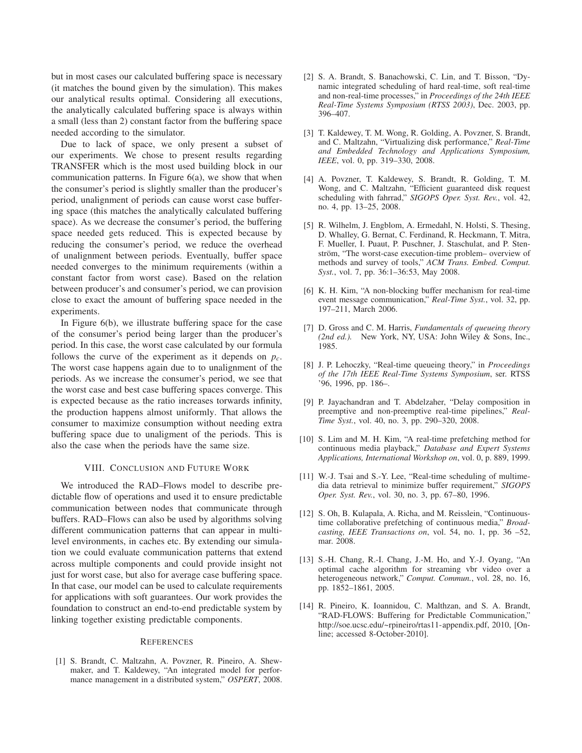but in most cases our calculated buffering space is necessary (it matches the bound given by the simulation). This makes our analytical results optimal. Considering all executions, the analytically calculated buffering space is always within a small (less than 2) constant factor from the buffering space needed according to the simulator.

Due to lack of space, we only present a subset of our experiments. We chose to present results regarding TRANSFER which is the most used building block in our communication patterns. In Figure 6(a), we show that when the consumer's period is slightly smaller than the producer's period, unalignment of periods can cause worst case buffering space (this matches the analytically calculated buffering space). As we decrease the consumer's period, the buffering space needed gets reduced. This is expected because by reducing the consumer's period, we reduce the overhead of unalignment between periods. Eventually, buffer space needed converges to the minimum requirements (within a constant factor from worst case). Based on the relation between producer's and consumer's period, we can provision close to exact the amount of buffering space needed in the experiments.

In Figure 6(b), we illustrate buffering space for the case of the consumer's period being larger than the producer's period. In this case, the worst case calculated by our formula follows the curve of the experiment as it depends on $p_c$. The worst case happens again due to to unalignment of the periods. As we increase the consumer's period, we see that the worst case and best case buffering spaces converge. This is expected because as the ratio increases towards infinity, the production happens almost uniformly. That allows the consumer to maximize consumption without needing extra buffering space due to unaligment of the periods. This is also the case when the periods have the same size.

## VIII. Conclusion and Future Work

We introduced the RAD–Flows model to describe predictable flow of operations and used it to ensure predictable communication between nodes that communicate through buffers. RAD–Flows can also be used by algorithms solving different communication patterns that can appear in multi-level environments, in caches etc. By extending our simulation we could evaluate communication patterns that extend across multiple components and could provide insight not just for worst case, but also for average case buffering space. In that case, our model can be used to calculate requirements for applications with soft guarantees. Our work provides the foundation to construct an end-to-end predictable system by linking together existing predictable components.

## References

[1] S. Brandt, C. Maltzahn, A. Povzner, R. Pineiro, A. Shewmaker, and T. Kaldewey, "An integrated model for performance management in a distributed system," *OSPERT*, 2008.

[2] S. A. Brandt, S. Banachowski, C. Lin, and T. Bisson, "Dynamic integrated scheduling of hard real-time, soft real-time and non-real-time processes," in *Proceedings of the 24th IEEE Real-Time Systems Symposium (RTSS 2003)*, Dec. 2003, pp. 396–407.

[3] T. Kaldewey, T. M. Wong, R. Golding, A. Povzner, S. Brandt, and C. Maltzahn, "Virtualizing disk performance," *Real-Time and Embedded Technology and Applications Symposium, IEEE*, vol. 0, pp. 319–330, 2008.

[4] A. Povzner, T. Kaldewey, S. Brandt, R. Golding, T. M. Wong, and C. Maltzahn, "Efficient guaranteed disk request scheduling with fahrrad," *SIGOPS Oper. Syst. Rev.*, vol. 42, no. 4, pp. 13–25, 2008.

[5] R. Wilhelm, J. Engblom, A. Ermedahl, N. Holsti, S. Thesing, D. Whalley, G. Bernat, C. Ferdinand, R. Heckmann, T. Mitra, F. Mueller, I. Puaut, P. Puschner, J. Staschulat, and P. Stenström, "The worst-case execution-time problem– overview of methods and survey of tools," *ACM Trans. Embed. Comput. Syst.*, vol. 7, pp. 36:1–36:53, May 2008.

[6] K. H. Kim, "A non-blocking buffer mechanism for real-time event message communication," *Real-Time Syst.*, vol. 32, pp. 197–211, March 2006.

[7] D. Gross and C. M. Harris, *Fundamentals of queueing theory (2nd ed.).* New York, NY, USA: John Wiley & Sons, Inc., 1985.

[8] J. P. Lehoczky, "Real-time queueing theory," in *Proceedings of the 17th IEEE Real-Time Systems Symposium*, ser. RTSS '96, 1996, pp. 186–.

[9] P. Jayachandran and T. Abdelzaher, "Delay composition in preemptive and non-preemptive real-time pipelines," *Real-Time Syst.*, vol. 40, no. 3, pp. 290–320, 2008.

[10] S. Lim and M. H. Kim, "A real-time prefetching method for continuous media playback," *Database and Expert Systems Applications, International Workshop on*, vol. 0, p. 889, 1999.

[11] W.-J. Tsai and S.-Y. Lee, "Real-time scheduling of multimedia data retrieval to minimize buffer requirement," *SIGOPS Oper. Syst. Rev.*, vol. 30, no. 3, pp. 67–80, 1996.

[12] S. Oh, B. Kulapala, A. Richa, and M. Reisslein, "Continuous-time collaborative prefetching of continuous media," *Broadcasting, IEEE Transactions on*, vol. 54, no. 1, pp. 36 –52, mar. 2008.

[13] S.-H. Chang, R.-I. Chang, J.-M. Ho, and Y.-J. Oyang, "An optimal cache algorithm for streaming vbr video over a heterogeneous network," *Comput. Commun.*, vol. 28, no. 16, pp. 1852–1861, 2005.

[14] R. Pineiro, K. Ioannidou, C. Malthzan, and S. A. Brandt, "RAD-FLOWS: Buffering for Predictable Communication," http://soe.ucsc.edu/~rpineiro/rtas11-appendix.pdf, 2010, [Online; accessed 8-October-2010].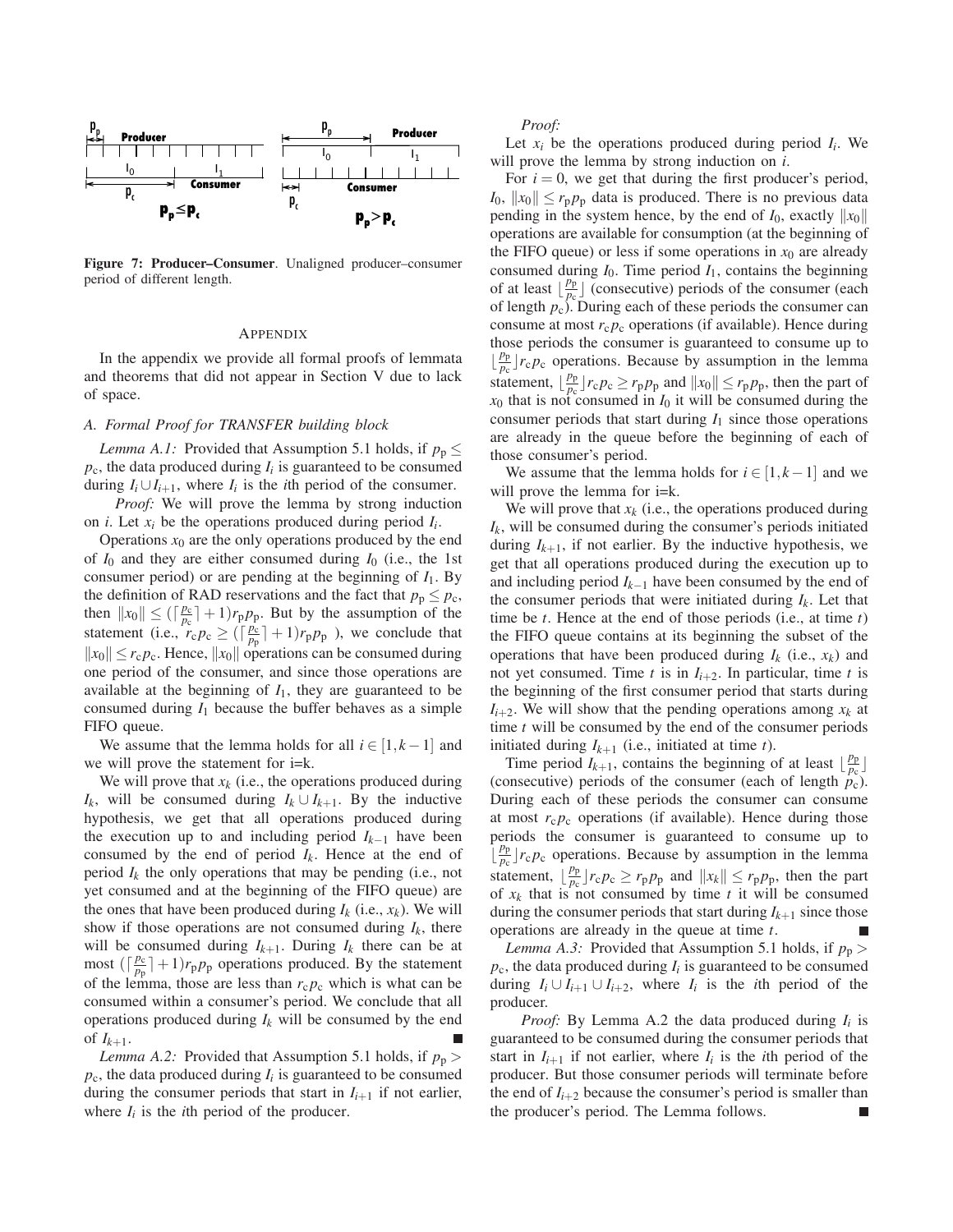**Figure 7: Producer–Consumer**. Unaligned producer–consumer period of different length.

## APPENDIX

In the appendix we provide all formal proofs of lemmata and theorems that did not appear in Section V due to lack of space.

### A. Formal Proof for TRANSFER building block

*Lemma A.1:* Provided that Assumption 5.1 holds, if $p_p \leq p_c$, the data produced during $I_i$ is guaranteed to be consumed during $I_i \cup I_{i+1}$, where $I_i$ is the $i$th period of the consumer.

*Proof:* We will prove the lemma by strong induction on $i$. Let $x_i$ be the operations produced during period $I_i$.

Operations $x_0$ are the only operations produced by the end of $I_0$ and they are either consumed during $I_0$ (i.e., the 1st consumer period) or are pending at the beginning of $I_1$. By the definition of RAD reservations and the fact that $p_p \leq p_c$, then $\|x_0\| \leq (\lceil \frac{p_c}{p_c} \rceil + 1) r_p p_p$. But by the assumption of the statement (i.e., $r_c p_c \geq (\lceil \frac{p_c}{p_p} \rceil + 1) r_p p_p$ ), we conclude that $\|x_0\| \leq r_c p_c$. Hence, $\|x_0\|$ operations can be consumed during one period of the consumer, and since those operations are available at the beginning of $I_1$, they are guaranteed to be consumed during $I_1$ because the buffer behaves as a simple FIFO queue.

We assume that the lemma holds for all $i \in [1, k-1]$ and we will prove the statement for i=k.

We will prove that $x_k$ (i.e., the operations produced during $I_k$, will be consumed during $I_k \cup I_{k+1}$. By the inductive hypothesis, we get that all operations produced during the execution up to and including period $I_{k-1}$ have been consumed by the end of period $I_k$. Hence at the end of period $I_k$ the only operations that may be pending (i.e., not yet consumed and at the beginning of the FIFO queue) are the ones that have been produced during $I_k$ (i.e., $x_k$). We will show if those operations are not consumed during $I_k$, there will be consumed during $I_{k+1}$. During $I_k$ there can be at most $(\lceil \frac{p_c}{p_p} \rceil + 1) r_p p_p$ operations produced. By the statement of the lemma, those are less than $r_c p_c$ which is what can be consumed within a consumer's period. We conclude that all operations produced during $I_k$ will be consumed by the end of $I_{k+1}$. ∎

*Lemma A.2:* Provided that Assumption 5.1 holds, if $p_p > p_c$, the data produced during $I_i$ is guaranteed to be consumed during the consumer periods that start in $I_{i+1}$ if not earlier, where $I_i$ is the $i$th period of the producer.

*Proof:*

Let $x_i$ be the operations produced during period $I_i$. We will prove the lemma by strong induction on $i$.

For $i = 0$, we get that during the first producer's period, $I_0$, $\|x_0\| \leq r_p p_p$ data is produced. There is no previous data pending in the system hence, by the end of $I_0$, exactly $\|x_0\|$ operations are available for consumption (at the beginning of the FIFO queue) or less if some operations in $x_0$ are already consumed during $I_0$. Time period $I_1$, contains the beginning of at least $\lfloor \frac{p_p}{p_c} \rfloor$ (consecutive) periods of the consumer (each of length $p_c$). During each of these periods the consumer can consume at most $r_c p_c$ operations (if available). Hence during those periods the consumer is guaranteed to consume up to $\lfloor \frac{p_p}{p_c} \rfloor r_c p_c$ operations. Because by assumption in the lemma statement, $\lfloor \frac{p_p}{p_c} \rfloor r_c p_c \geq r_p p_p$ and $\|x_0\| \leq r_p p_p$, then the part of $x_0$ that is not consumed in $I_0$ it will be consumed during the consumer periods that start during $I_1$ since those operations are already in the queue before the beginning of each of those consumer's period.

We assume that the lemma holds for $i \in [1, k-1]$ and we will prove the lemma for i=k.

We will prove that $x_k$ (i.e., the operations produced during $I_k$, will be consumed during the consumer's periods initiated during $I_{k+1}$, if not earlier. By the inductive hypothesis, we get that all operations produced during the execution up to and including period $I_{k-1}$ have been consumed by the end of the consumer periods that were initiated during $I_k$. Let that time be $t$. Hence at the end of those periods (i.e., at time $t$) the FIFO queue contains at its beginning the subset of the operations that have been produced during $I_k$ (i.e., $x_k$) and not yet consumed. Time $t$ is in $I_{i+2}$. In particular, time $t$ is the beginning of the first consumer period that starts during $I_{i+2}$. We will show that the pending operations among $x_k$ at time $t$ will be consumed by the end of the consumer periods initiated during $I_{k+1}$ (i.e., initiated at time $t$).

Time period $I_{k+1}$, contains the beginning of at least $\lfloor \frac{p_p}{p_c} \rfloor$ (consecutive) periods of the consumer (each of length $p_c$). During each of these periods the consumer can consume at most $r_c p_c$ operations (if available). Hence during those periods the consumer is guaranteed to consume up to $\lfloor \frac{p_p}{p_c} \rfloor r_c p_c$ operations. Because by assumption in the lemma statement, $\lfloor \frac{p_p}{p_c} \rfloor r_c p_c \geq r_p p_p$ and $\|x_k\| \leq r_p p_p$, then the part of $x_k$ that is not consumed by time $t$ it will be consumed during the consumer periods that start during $I_{k+1}$ since those operations are already in the queue at time $t$. ∎

*Lemma A.3:* Provided that Assumption 5.1 holds, if $p_p > p_c$, the data produced during $I_i$ is guaranteed to be consumed during $I_i \cup I_{i+1} \cup I_{i+2}$, where $I_i$ is the $i$th period of the producer.

*Proof:* By Lemma A.2 the data produced during $I_i$ is guaranteed to be consumed during the consumer periods that start in $I_{i+1}$ if not earlier, where $I_i$ is the $i$th period of the producer. But those consumer periods will terminate before the end of $I_{i+2}$ because the consumer's period is smaller than the producer's period. The Lemma follows. ∎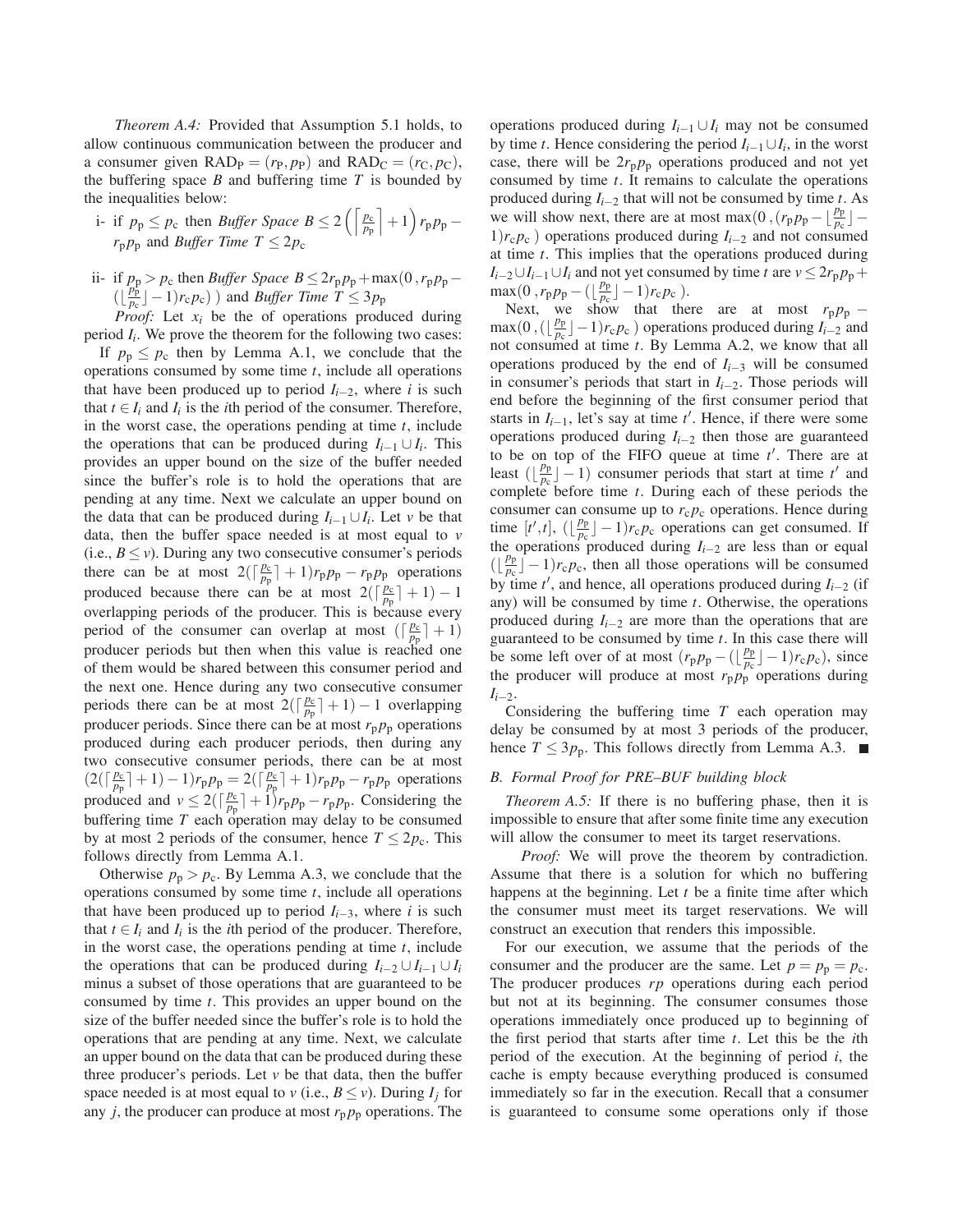*Theorem A.4:* Provided that Assumption 5.1 holds, to allow continuous communication between the producer and a consumer given $\text{RAD}_\text{P} = (r_\text{P}, p_\text{P})$ and $\text{RAD}_\text{C} = (r_\text{C}, p_\text{C})$, the buffering space $B$ and buffering time $T$ is bounded by the inequalities below:

i- if $p_\text{p} \leq p_\text{c}$ then *Buffer Space* $B \leq 2\left(\left\lceil \frac{p_\text{c}}{p_\text{p}} \right\rceil + 1\right) r_\text{p} p_\text{p} - r_\text{p} p_\text{p}$ and *Buffer Time* $T \leq 2p_\text{c}$

ii- if $p_\text{p} > p_\text{c}$ then *Buffer Space* $B \leq 2r_\text{p}p_\text{p} + \max(0\,, r_\text{p}p_\text{p} - (\lfloor \frac{p_\text{p}}{p_\text{c}} \rfloor - 1) r_\text{c} p_\text{c})$ ) and *Buffer Time* $T \leq 3p_\text{p}$

*Proof:* Let $x_i$ be the of operations produced during period $I_i$. We prove the theorem for the following two cases:

If $p_\text{p} \leq p_\text{c}$ then by Lemma A.1, we conclude that the operations consumed by some time $t$, include all operations that have been produced up to period $I_{i-2}$, where $i$ is such that $t \in I_i$ and $I_i$ is the $i$th period of the consumer. Therefore, in the worst case, the operations pending at time $t$, include the operations that can be produced during $I_{i-1} \cup I_i$. This provides an upper bound on the size of the buffer needed since the buffer's role is to hold the operations that are pending at any time. Next we calculate an upper bound on the data that can be produced during $I_{i-1} \cup I_i$. Let $v$ be that data, then the buffer space needed is at most equal to $v$ (i.e., $B \leq v$). During any two consecutive consumer's periods there can be at most $2(\lceil \frac{p_\text{c}}{p_\text{p}} \rceil + 1) r_\text{p} p_\text{p} - r_\text{p} p_\text{p}$ operations produced because there can be at most $2(\lceil \frac{p_\text{c}}{p_\text{p}} \rceil + 1) - 1$ overlapping periods of the producer. This is because every period of the consumer can overlap at most $(\lceil \frac{p_\text{c}}{p_\text{p}} \rceil + 1)$ producer periods but then when this value is reached one of them would be shared between this consumer period and the next one. Hence during any two consecutive consumer periods there can be at most $2(\lceil \frac{p_\text{c}}{p_\text{p}} \rceil + 1) - 1$ overlapping producer periods. Since there can be at most $r_\text{p} p_\text{p}$ operations produced during each producer periods, then during any two consecutive consumer periods, there can be at most $(2(\lceil \frac{p_\text{c}}{p_\text{p}} \rceil + 1) - 1) r_\text{p} p_\text{p} = 2(\lceil \frac{p_\text{c}}{p_\text{p}} \rceil + 1) r_\text{p} p_\text{p} - r_\text{p} p_\text{p}$ operations produced and $v \leq 2(\lceil \frac{p_\text{c}}{p_\text{p}} \rceil + 1) r_\text{p} p_\text{p} - r_\text{p} p_\text{p}$. Considering the buffering time $T$ each operation may delay to be consumed by at most 2 periods of the consumer, hence $T \leq 2p_\text{c}$. This follows directly from Lemma A.1.

Otherwise $p_\text{p} > p_\text{c}$. By Lemma A.3, we conclude that the operations consumed by some time $t$, include all operations that have been produced up to period $I_{i-3}$, where $i$ is such that $t \in I_i$ and $I_i$ is the $i$th period of the producer. Therefore, in the worst case, the operations pending at time $t$, include the operations that can be produced during $I_{i-2} \cup I_{i-1} \cup I_i$ minus a subset of those operations that are guaranteed to be consumed by time $t$. This provides an upper bound on the size of the buffer needed since the buffer's role is to hold the operations that are pending at any time. Next, we calculate an upper bound on the data that can be produced during these three producer's periods. Let $v$ be that data, then the buffer space needed is at most equal to $v$ (i.e., $B \leq v$). During $I_j$ for any $j$, the producer can produce at most $r_\text{p} p_\text{p}$ operations. The operations produced during $I_{i-1} \cup I_i$ may not be consumed by time $t$. Hence considering the period $I_{i-1} \cup I_i$, in the worst case, there will be $2r_\text{p}p_\text{p}$ operations produced and not yet consumed by time $t$. It remains to calculate the operations produced during $I_{i-2}$ that will not be consumed by time $t$. As we will show next, there are at most $\max(0\,, (r_\text{p} p_\text{p} - \lfloor \frac{p_\text{p}}{p_\text{c}} \rfloor - 1) r_\text{c} p_\text{c}$ ) operations produced during $I_{i-2}$ and not consumed at time $t$. This implies that the operations produced during $I_{i-2} \cup I_{i-1} \cup I_i$ and not yet consumed by time $t$ are $v \leq 2r_\text{p}p_\text{p} + \max(0\,, r_\text{p}p_\text{p} - (\lfloor \frac{p_\text{p}}{p_\text{c}} \rfloor - 1) r_\text{c} p_\text{c}$ ).

Next, we show that there are at most $r_\text{p}p_\text{p} - \max(0\,, (\lfloor \frac{p_\text{p}}{p_\text{c}} \rfloor - 1) r_\text{c} p_\text{c}$ ) operations produced during $I_{i-2}$ and not consumed at time $t$. By Lemma A.2, we know that all operations produced by the end of $I_{i-3}$ will be consumed in consumer's periods that start in $I_{i-2}$. Those periods will end before the beginning of the first consumer period that starts in $I_{i-1}$, let's say at time $t'$. Hence, if there were some operations produced during $I_{i-2}$ then those are guaranteed to be on top of the FIFO queue at time $t'$. There are at least $(\lfloor \frac{p_\text{p}}{p_\text{c}} \rfloor - 1)$ consumer periods that start at time $t'$ and complete before time $t$. During each of these periods the consumer can consume up to $r_\text{c} p_\text{c}$ operations. Hence during time $[t', t]$, $(\lfloor \frac{p_\text{p}}{p_\text{c}} \rfloor - 1) r_\text{c} p_\text{c}$ operations can get consumed. If the operations produced during $I_{i-2}$ are less than or equal $(\lfloor \frac{p_\text{p}}{p_\text{c}} \rfloor - 1) r_\text{c} p_\text{c}$, then all those operations will be consumed by time $t'$, and hence, all operations produced during $I_{i-2}$ (if any) will be consumed by time $t$. Otherwise, the operations produced during $I_{i-2}$ are more than the operations that are guaranteed to be consumed by time $t$. In this case there will be some left over of at most $(r_\text{p} p_\text{p} - (\lfloor \frac{p_\text{p}}{p_\text{c}} \rfloor - 1) r_\text{c} p_\text{c})$, since the producer will produce at most $r_\text{p} p_\text{p}$ operations during $I_{i-2}$.

Considering the buffering time $T$ each operation may delay be consumed by at most 3 periods of the producer, hence $T \leq 3p_\text{p}$. This follows directly from Lemma A.3. ∎

## B. Formal Proof for PRE–BUF building block

*Theorem A.5:* If there is no buffering phase, then it is impossible to ensure that after some finite time any execution will allow the consumer to meet its target reservations.

*Proof:* We will prove the theorem by contradiction. Assume that there is a solution for which no buffering happens at the beginning. Let $t$ be a finite time after which the consumer must meet its target reservations. We will construct an execution that renders this impossible.

For our execution, we assume that the periods of the consumer and the producer are the same. Let $p = p_\text{p} = p_\text{c}$. The producer produces $rp$ operations during each period but not at its beginning. The consumer consumes those operations immediately once produced up to beginning of the first period that starts after time $t$. Let this be the $i$th period of the execution. At the beginning of period $i$, the cache is empty because everything produced is consumed immediately so far in the execution. Recall that a consumer is guaranteed to consume some operations only if those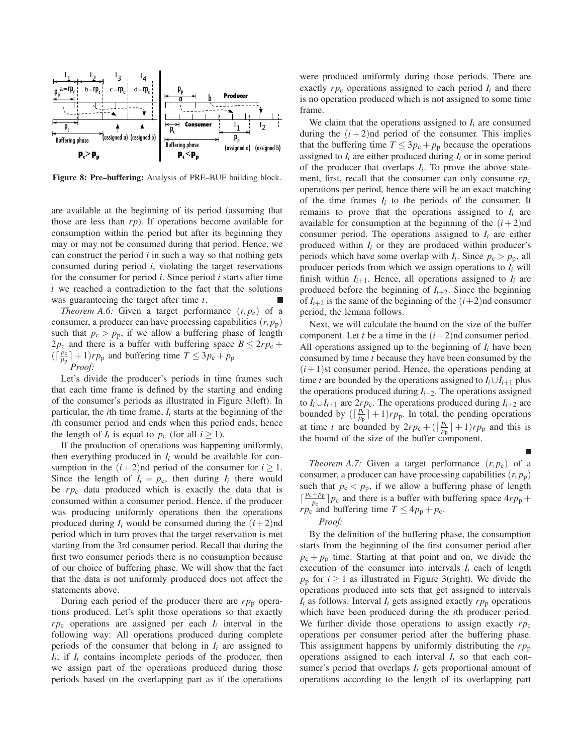**Figure 8: Pre–buffering:** Analysis of PRE–BUF building block.

are available at the beginning of its period (assuming that those are less than $rp$). If operations become available for consumption within the period but after its beginning they may or may not be consumed during that period. Hence, we can construct the period $i$ in such a way so that nothing gets consumed during period $i$, violating the target reservations for the consumer for period $i$. Since period $i$ starts after time $t$ we reached a contradiction to the fact that the solutions was guaranteeing the target after time $t$. ■

*Theorem A.6:* Given a target performance $(r, p_c)$ of a consumer, a producer can have processing capabilities $(r, p_p)$ such that $p_c > p_p$, if we allow a buffering phase of length $2p_c$ and there is a buffer with buffering space $B \leq 2rp_c + (\lceil \frac{p_c}{p_p} \rceil + 1)rp_p$ and buffering time $T \leq 3p_c + p_p$

*Proof:*

Let's divide the producer's periods in time frames such that each time frame is defined by the starting and ending of the consumer's periods as illustrated in Figure 3(left). In particular, the $i$th time frame, $I_i$ starts at the beginning of the $i$th consumer period and ends when this period ends, hence the length of $I_i$ is equal to $p_c$ (for all $i \geq 1$).

If the production of operations was happening uniformly, then everything produced in $I_i$ would be available for consumption in the $(i+2)$nd period of the consumer for $i \geq 1$. Since the length of $I_i = p_c$, then during $I_i$ there would be $rp_c$ data produced which is exactly the data that is consumed within a consumer period. Hence, if the producer was producing uniformly operations then the operations produced during $I_i$ would be consumed during the $(i+2)$nd period which in turn proves that the target reservation is met starting from the 3rd consumer period. Recall that during the first two consumer periods there is no consumption because of our choice of buffering phase. We will show that the fact that the data is not uniformly produced does not affect the statements above.

During each period of the producer there are $rp_p$ operations produced. Let's split those operations so that exactly $rp_c$ operations are assigned per each $I_i$ interval in the following way: All operations produced during complete periods of the consumer that belong in $I_i$ are assigned to $I_i$; if $I_i$ contains incomplete periods of the producer, then we assign part of the operations produced during those periods based on the overlapping part as if the operations were produced uniformly during those periods. There are exactly $rp_c$ operations assigned to each period $I_i$ and there is no operation produced which is not assigned to some time frame.

We claim that the operations assigned to $I_i$ are consumed during the $(i+2)$nd period of the consumer. This implies that the buffering time $T \leq 3p_c + p_p$ because the operations assigned to $I_i$ are either produced during $I_i$ or in some period of the producer that overlaps $I_i$. To prove the above statement, first, recall that the consumer can only consume $rp_c$ operations per period, hence there will be an exact matching of the time frames $I_i$ to the periods of the consumer. It remains to prove that the operations assigned to $I_i$ are available for consumption at the beginning of the $(i+2)$nd consumer period. The operations assigned to $I_i$ are either produced within $I_i$ or they are produced within producer's periods which have some overlap with $I_i$. Since $p_c > p_p$, all producer periods from which we assign operations to $I_i$ will finish within $I_{i+1}$. Hence, all operations assigned to $I_i$ are produced before the beginning of $I_{i+2}$. Since the beginning of $I_{i+2}$ is the same of the beginning of the $(i+2)$nd consumer period, the lemma follows.

Next, we will calculate the bound on the size of the buffer component. Let $t$ be a time in the $(i+2)$nd consumer period. All operations assigned up to the beginning of $I_i$ have been consumed by time $t$ because they have been consumed by the $(i+1)$st consumer period. Hence, the operations pending at time $t$ are bounded by the operations assigned to $I_i \cup I_{i+1}$ plus the operations produced during $I_{i+2}$. The operations assigned to $I_i \cup I_{i+1}$ are $2rp_c$. The operations produced during $I_{i+2}$ are bounded by $(\lceil \frac{p_c}{p_p} \rceil + 1)rp_p$. In total, the pending operations at time $t$ are bounded by $2rp_c + (\lceil \frac{p_c}{p_p} \rceil + 1)rp_p$ and this is the bound of the size of the buffer component.

■

*Theorem A.7:* Given a target performance $(r, p_c)$ of a consumer, a producer can have processing capabilities $(r, p_p)$ such that $p_c < p_p$, if we allow a buffering phase of length $\lceil \frac{p_c + p_p}{p_c} \rceil p_c$ and there is a buffer with buffering space $4rp_p + rp_c$ and buffering time $T \leq 4p_p + p_c$.

*Proof:*

By the definition of the buffering phase, the consumption starts from the beginning of the first consumer period after $p_c + p_p$ time. Starting at that point and on, we divide the execution of the consumer into intervals $I_i$ each of length $p_p$ for $i \geq 1$ as illustrated in Figure 3(right). We divide the operations produced into sets that get assigned to intervals $I_i$ as follows: Interval $I_i$ gets assigned exactly $rp_p$ operations which have been produced during the $i$th producer period. We further divide those operations to assign exactly $rp_c$ operations per consumer period after the buffering phase. This assignment happens by uniformly distributing the $rp_p$ operations assigned to each interval $I_i$ so that each consumer's period that overlaps $I_i$ gets proportional amount of operations according to the length of its overlapping part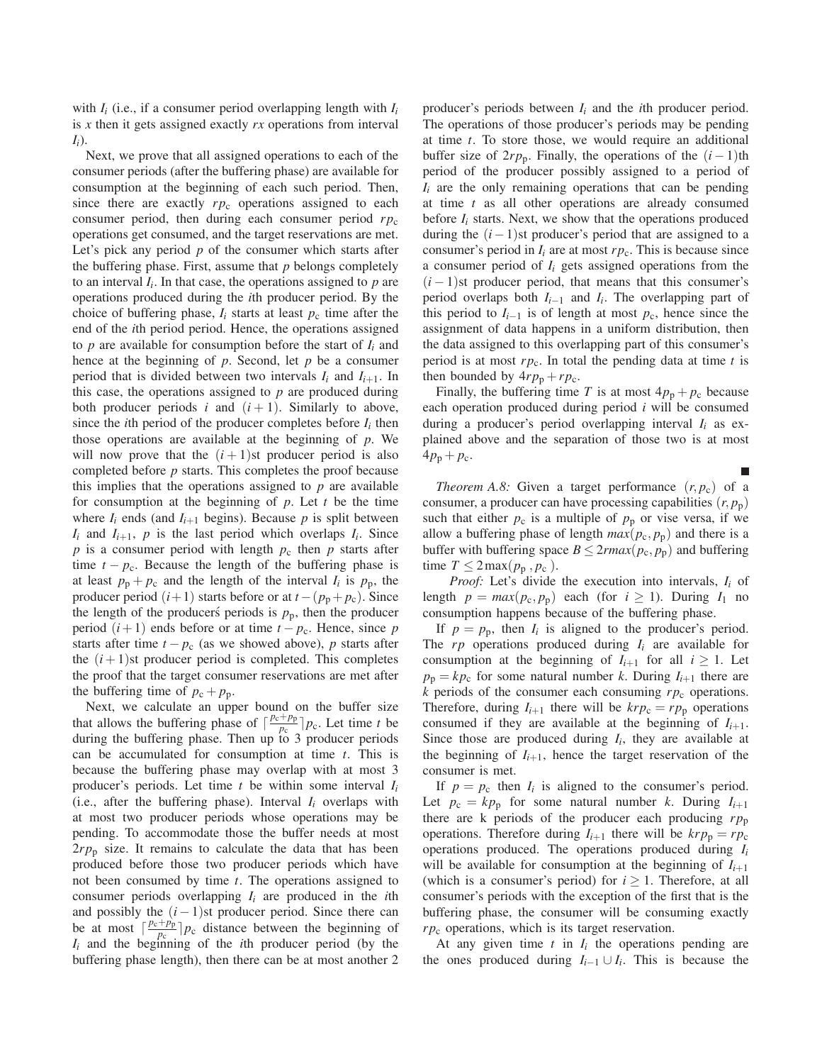with $I_i$ (i.e., if a consumer period overlapping length with $I_i$ is $x$ then it gets assigned exactly $rx$ operations from interval $I_i$).

Next, we prove that all assigned operations to each of the consumer periods (after the buffering phase) are available for consumption at the beginning of each such period. Then, since there are exactly $rp_c$ operations assigned to each consumer period, then during each consumer period $rp_c$ operations get consumed, and the target reservations are met. Let's pick any period $p$ of the consumer which starts after the buffering phase. First, assume that $p$ belongs completely to an interval $I_i$. In that case, the operations assigned to $p$ are operations produced during the $i$th producer period. By the choice of buffering phase, $I_i$ starts at least $p_c$ time after the end of the $i$th period period. Hence, the operations assigned to $p$ are available for consumption before the start of $I_i$ and hence at the beginning of $p$. Second, let $p$ be a consumer period that is divided between two intervals $I_i$ and $I_{i+1}$. In this case, the operations assigned to $p$ are produced during both producer periods $i$ and $(i+1)$. Similarly to above, since the $i$th period of the producer completes before $I_i$ then those operations are available at the beginning of $p$. We will now prove that the $(i+1)$st producer period is also completed before $p$ starts. This completes the proof because this implies that the operations assigned to $p$ are available for consumption at the beginning of $p$. Let $t$ be the time where $I_i$ ends (and $I_{i+1}$ begins). Because $p$ is split between $I_i$ and $I_{i+1}$, $p$ is the last period which overlaps $I_i$. Since $p$ is a consumer period with length $p_c$ then $p$ starts after time $t - p_c$. Because the length of the buffering phase is at least $p_p + p_c$ and the length of the interval $I_i$ is $p_p$, the producer period $(i+1)$ starts before or at $t - (p_p + p_c)$. Since the length of the producerś periods is $p_p$, then the producer period $(i+1)$ ends before or at time $t - p_c$. Hence, since $p$ starts after time $t - p_c$ (as we showed above), $p$ starts after the $(i+1)$st producer period is completed. This completes the proof that the target consumer reservations are met after the buffering time of $p_c + p_p$.

Next, we calculate an upper bound on the buffer size that allows the buffering phase of $\lceil \frac{p_c+p_p}{p_c} \rceil p_c$. Let time $t$ be during the buffering phase. Then up to 3 producer periods can be accumulated for consumption at time $t$. This is because the buffering phase may overlap with at most 3 producer's periods. Let time $t$ be within some interval $I_i$ (i.e., after the buffering phase). Interval $I_i$ overlaps with at most two producer periods whose operations may be pending. To accommodate those the buffer needs at most $2rp_p$ size. It remains to calculate the data that has been produced before those two producer periods which have not been consumed by time $t$. The operations assigned to consumer periods overlapping $I_i$ are produced in the $i$th and possibly the $(i-1)$st producer period. Since there can be at most $\lceil \frac{p_c+p_p}{p_c} \rceil p_c$ distance between the beginning of $I_i$ and the beginning of the $i$th producer period (by the buffering phase length), then there can be at most another 2 producer's periods between $I_i$ and the $i$th producer period. The operations of those producer's periods may be pending at time $t$. To store those, we would require an additional buffer size of $2rp_p$. Finally, the operations of the $(i-1)$th period of the producer possibly assigned to a period of $I_i$ are the only remaining operations that can be pending at time $t$ as all other operations are already consumed before $I_i$ starts. Next, we show that the operations produced during the $(i-1)$st producer's period that are assigned to a consumer's period in $I_i$ are at most $rp_c$. This is because since a consumer period of $I_i$ gets assigned operations from the $(i-1)$st producer period, that means that this consumer's period overlaps both $I_{i-1}$ and $I_i$. The overlapping part of this period to $I_{i-1}$ is of length at most $p_c$, hence since the assignment of data happens in a uniform distribution, then the data assigned to this overlapping part of this consumer's period is at most $rp_c$. In total the pending data at time $t$ is then bounded by $4rp_p + rp_c$.

Finally, the buffering time $T$ is at most $4p_p + p_c$ because each operation produced during period $i$ will be consumed during a producer's period overlapping interval $I_i$ as explained above and the separation of those two is at most $4p_p + p_c$.

■

*Theorem A.8:* Given a target performance $(r, p_c)$ of a consumer, a producer can have processing capabilities $(r, p_p)$ such that either $p_c$ is a multiple of $p_p$ or vise versa, if we allow a buffering phase of length $max(p_c, p_p)$ and there is a buffer with buffering space $B \leq 2rmax(p_c, p_p)$ and buffering time $T \leq 2\max(p_p, p_c)$.

*Proof:* Let's divide the execution into intervals, $I_i$ of length $p = max(p_c, p_p)$ each (for $i \geq 1$). During $I_1$ no consumption happens because of the buffering phase.

If $p = p_p$, then $I_i$ is aligned to the producer's period. The $rp$ operations produced during $I_i$ are available for consumption at the beginning of $I_{i+1}$ for all $i \geq 1$. Let $p_p = kp_c$ for some natural number $k$. During $I_{i+1}$ there are $k$ periods of the consumer each consuming $rp_c$ operations. Therefore, during $I_{i+1}$ there will be $krp_c = rp_p$ operations consumed if they are available at the beginning of $I_{i+1}$. Since those are produced during $I_i$, they are available at the beginning of $I_{i+1}$, hence the target reservation of the consumer is met.

If $p = p_c$ then $I_i$ is aligned to the consumer's period. Let $p_c = kp_p$ for some natural number $k$. During $I_{i+1}$ there are k periods of the producer each producing $rp_p$ operations. Therefore during $I_{i+1}$ there will be $krp_p = rp_c$ operations produced. The operations produced during $I_i$ will be available for consumption at the beginning of $I_{i+1}$ (which is a consumer's period) for $i \geq 1$. Therefore, at all consumer's periods with the exception of the first that is the buffering phase, the consumer will be consuming exactly $rp_c$ operations, which is its target reservation.

At any given time $t$ in $I_i$ the operations pending are the ones produced during $I_{i-1} \cup I_i$. This is because the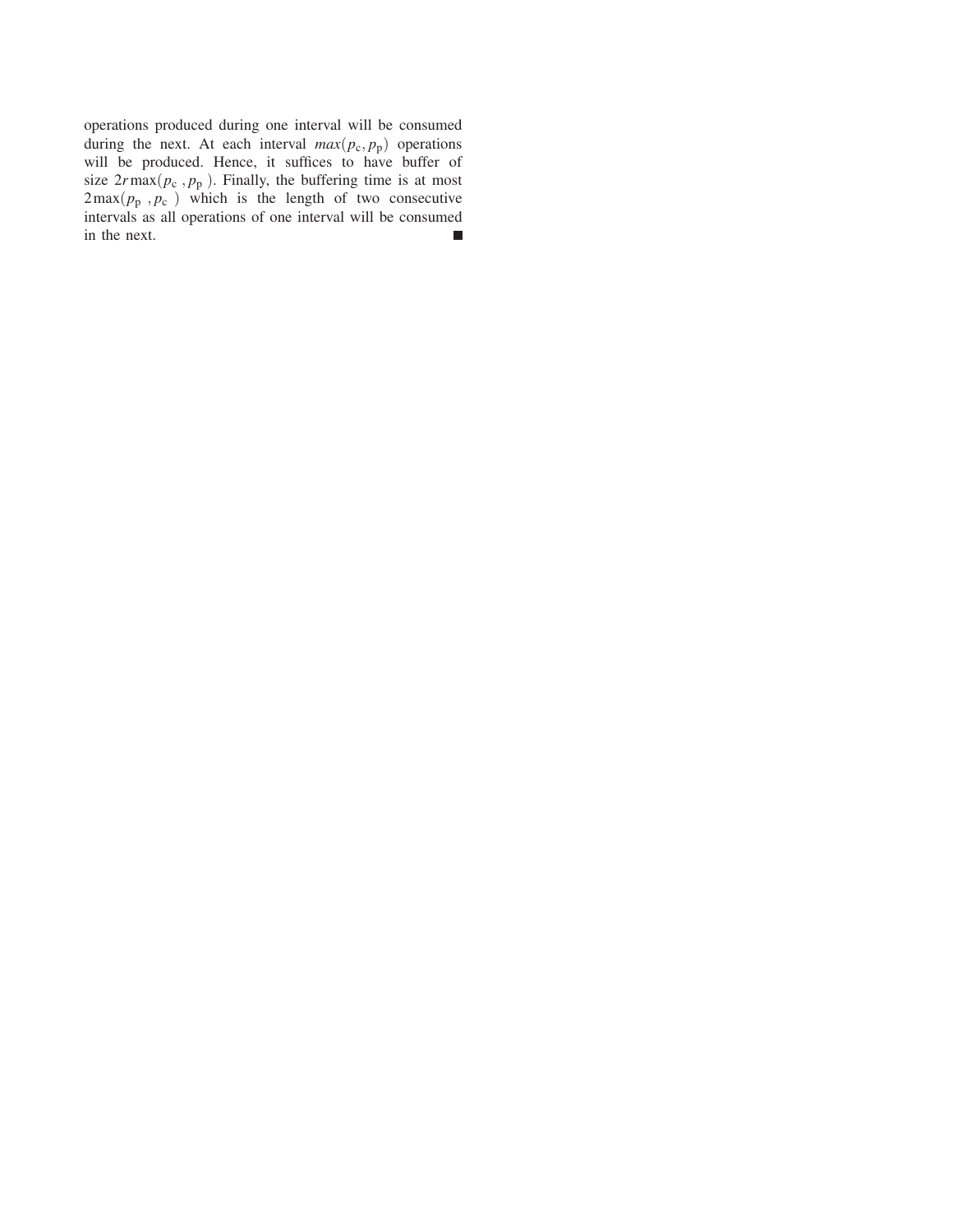operations produced during one interval will be consumed during the next. At each interval $max(p_c, p_p)$ operations will be produced. Hence, it suffices to have buffer of size $2r\max(p_c, p_p)$. Finally, the buffering time is at most $2\max(p_p, p_c)$ which is the length of two consecutive intervals as all operations of one interval will be consumed in the next. ■